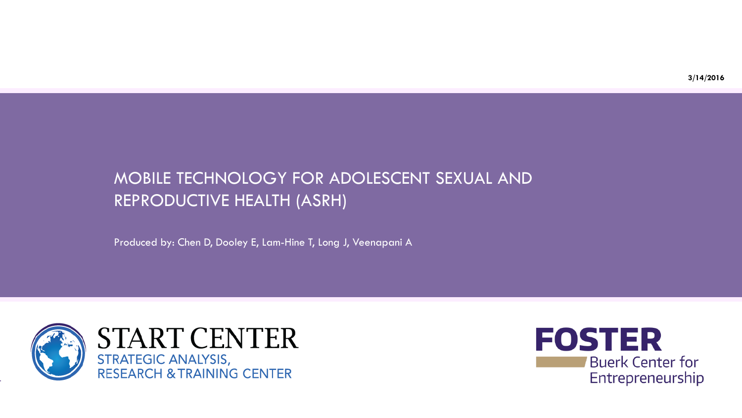3/14/2016

# MOBILE TECHNOLOGY FOR ADOLESCENT SEXUAL AND REPRODUCTIVE HEALTH (ASRH)

Produced by: Chen D, Dooley E, Lam-Hine T, Long J, Veenapani A

START CENTER
STRATEGIC ANALYSIS, RESEARCH & TRAINING CENTER

FOSTER
Buerk Center for Entrepreneurship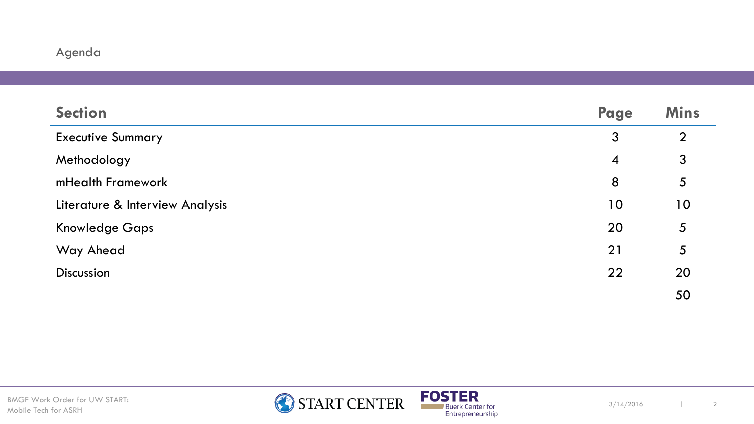# Agenda

| Section | Page | Mins |
|---|---|---|
| Executive Summary | 3 | 2 |
| Methodology | 4 | 3 |
| mHealth Framework | 8 | 5 |
| Literature & Interview Analysis | 10 | 10 |
| Knowledge Gaps | 20 | 5 |
| Way Ahead | 21 | 5 |
| Discussion | 22 | 20 |
| | | 50 |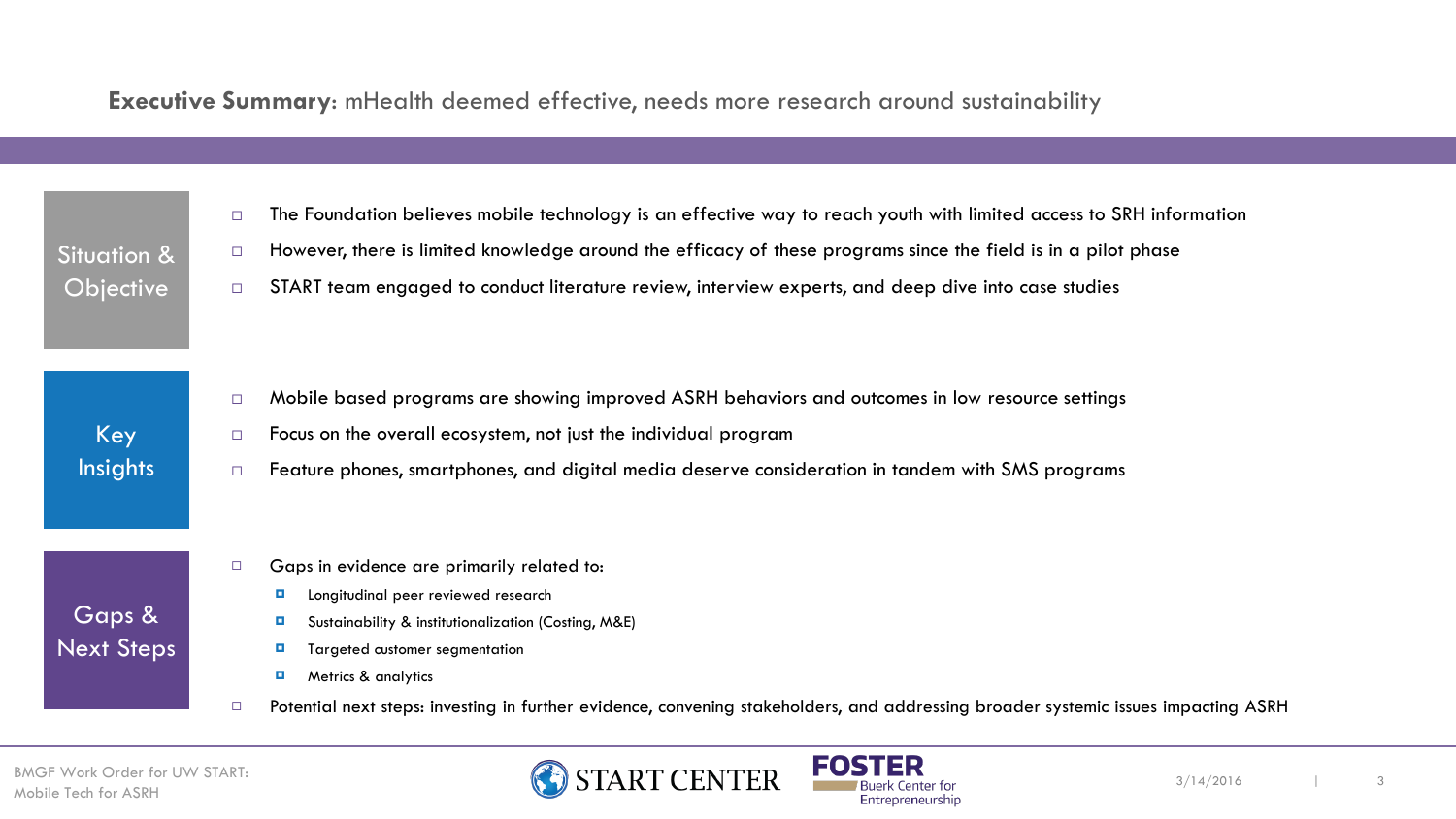## **Executive Summary**: mHealth deemed effective, needs more research around sustainability

### Situation & Objective

- The Foundation believes mobile technology is an effective way to reach youth with limited access to SRH information
- However, there is limited knowledge around the efficacy of these programs since the field is in a pilot phase
- START team engaged to conduct literature review, interview experts, and deep dive into case studies

### Key Insights

- Mobile based programs are showing improved ASRH behaviors and outcomes in low resource settings
- Focus on the overall ecosystem, not just the individual program
- Feature phones, smartphones, and digital media deserve consideration in tandem with SMS programs

### Gaps & Next Steps

- Gaps in evidence are primarily related to:
  - Longitudinal peer reviewed research
  - Sustainability & institutionalization (Costing, M&E)
  - Targeted customer segmentation
  - Metrics & analytics
- Potential next steps: investing in further evidence, convening stakeholders, and addressing broader systemic issues impacting ASRH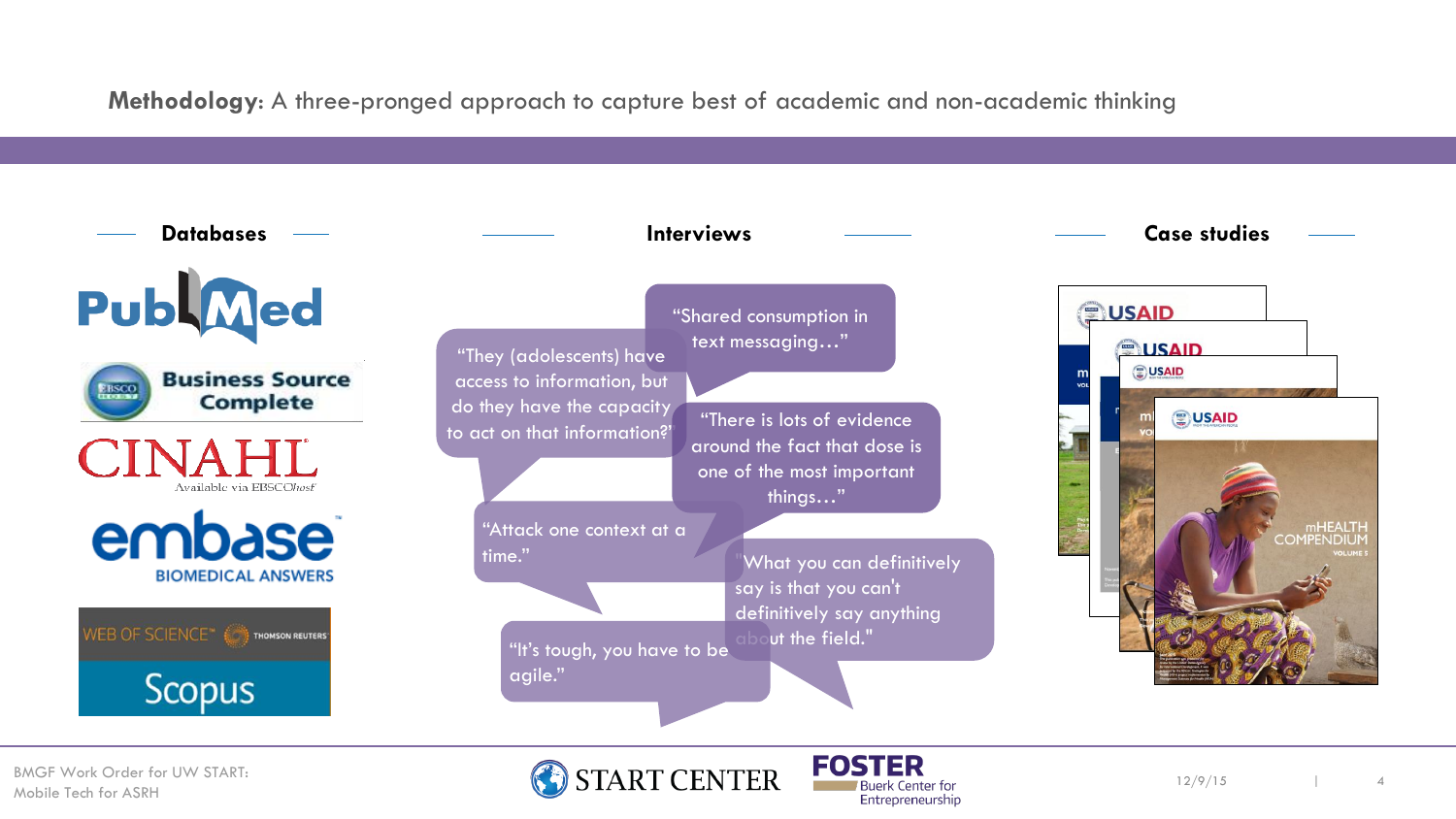**Methodology:** A three-pronged approach to capture best of academic and non-academic thinking

## Databases

PubMed

Business Source Complete

CINAHL Available via EBSCOhost

embase BIOMEDICAL ANSWERS

WEB OF SCIENCE THOMSON REUTERS

Scopus

## Interviews

"Shared consumption in text messaging…"

"They (adolescents) have access to information, but do they have the capacity to act on that information?"

"There is lots of evidence around the fact that dose is one of the most important things…"

"Attack one context at a time."

"What you can definitively say is that you can't definitively say anything about the field."

"It's tough, you have to be agile."

## Case studies

USAID

mHEALTH COMPENDIUM VOLUME 5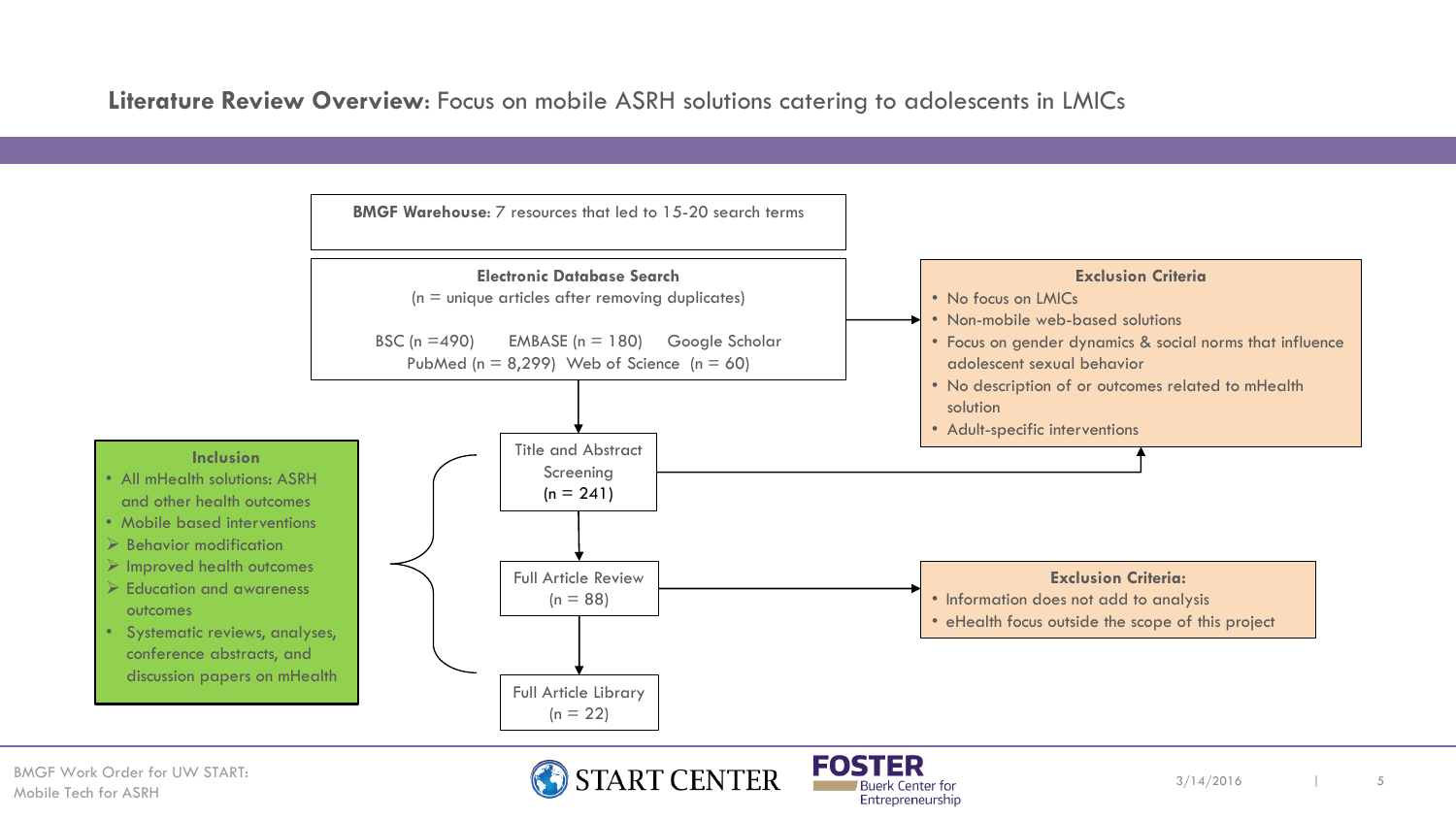## **Literature Review Overview:** Focus on mobile ASRH solutions catering to adolescents in LMICs

**BMGF Warehouse:** 7 resources that led to 15-20 search terms

**Electronic Database Search**
(n = unique articles after removing duplicates)

BSC (n =490) EMBASE (n = 180) Google Scholar
PubMed (n = 8,299) Web of Science (n = 60)

**Exclusion Criteria**

- No focus on LMICs
- Non-mobile web-based solutions
- Focus on gender dynamics & social norms that influence adolescent sexual behavior
- No description of or outcomes related to mHealth solution
- Adult-specific interventions

Title and Abstract Screening
(n = 241)

Full Article Review
(n = 88)

**Exclusion Criteria:**

- Information does not add to analysis
- eHealth focus outside the scope of this project

Full Article Library
(n = 22)

**Inclusion**

- All mHealth solutions: ASRH and other health outcomes
- Mobile based interventions
  - Behavior modification
  - Improved health outcomes
  - Education and awareness outcomes
- Systematic reviews, analyses, conference abstracts, and discussion papers on mHealth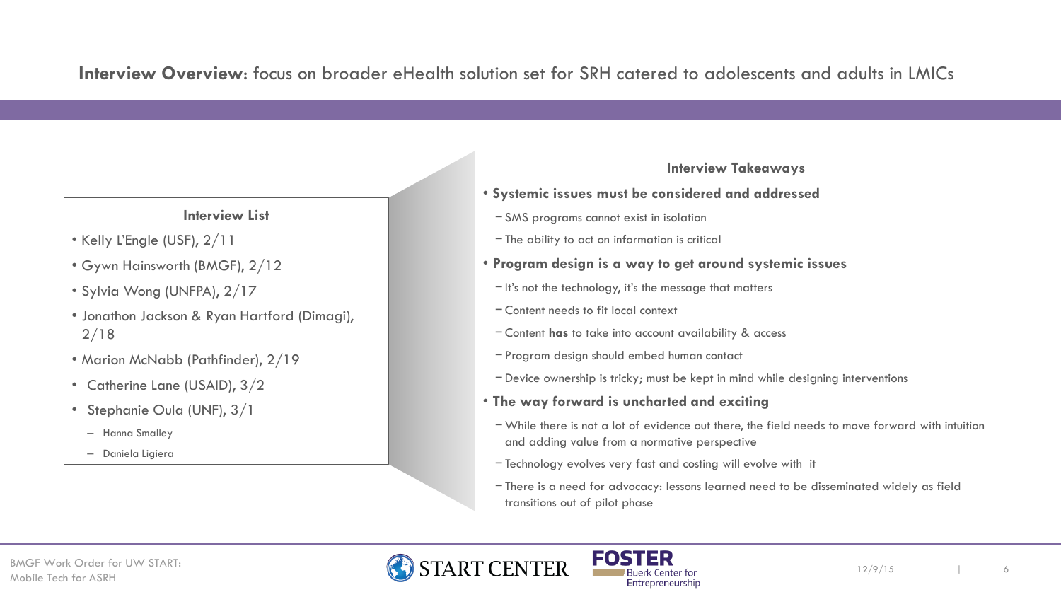**Interview Overview**: focus on broader eHealth solution set for SRH catered to adolescents and adults in LMICs

### Interview List

- Kelly L'Engle (USF), 2/11
- Gywn Hainsworth (BMGF), 2/12
- Sylvia Wong (UNFPA), 2/17
- Jonathon Jackson & Ryan Hartford (Dimagi), 2/18
- Marion McNabb (Pathfinder), 2/19
- Catherine Lane (USAID), 3/2
- Stephanie Oula (UNF), 3/1
  - Hanna Smalley
  - Daniela Ligiera

### Interview Takeaways

- **Systemic issues must be considered and addressed**
  - SMS programs cannot exist in isolation
  - The ability to act on information is critical
- **Program design is a way to get around systemic issues**
  - It's not the technology, it's the message that matters
  - Content needs to fit local context
  - Content **has** to take into account availability & access
  - Program design should embed human contact
  - Device ownership is tricky; must be kept in mind while designing interventions
- **The way forward is uncharted and exciting**
  - While there is not a lot of evidence out there, the field needs to move forward with intuition and adding value from a normative perspective
  - Technology evolves very fast and costing will evolve with it
  - There is a need for advocacy: lessons learned need to be disseminated widely as field transitions out of pilot phase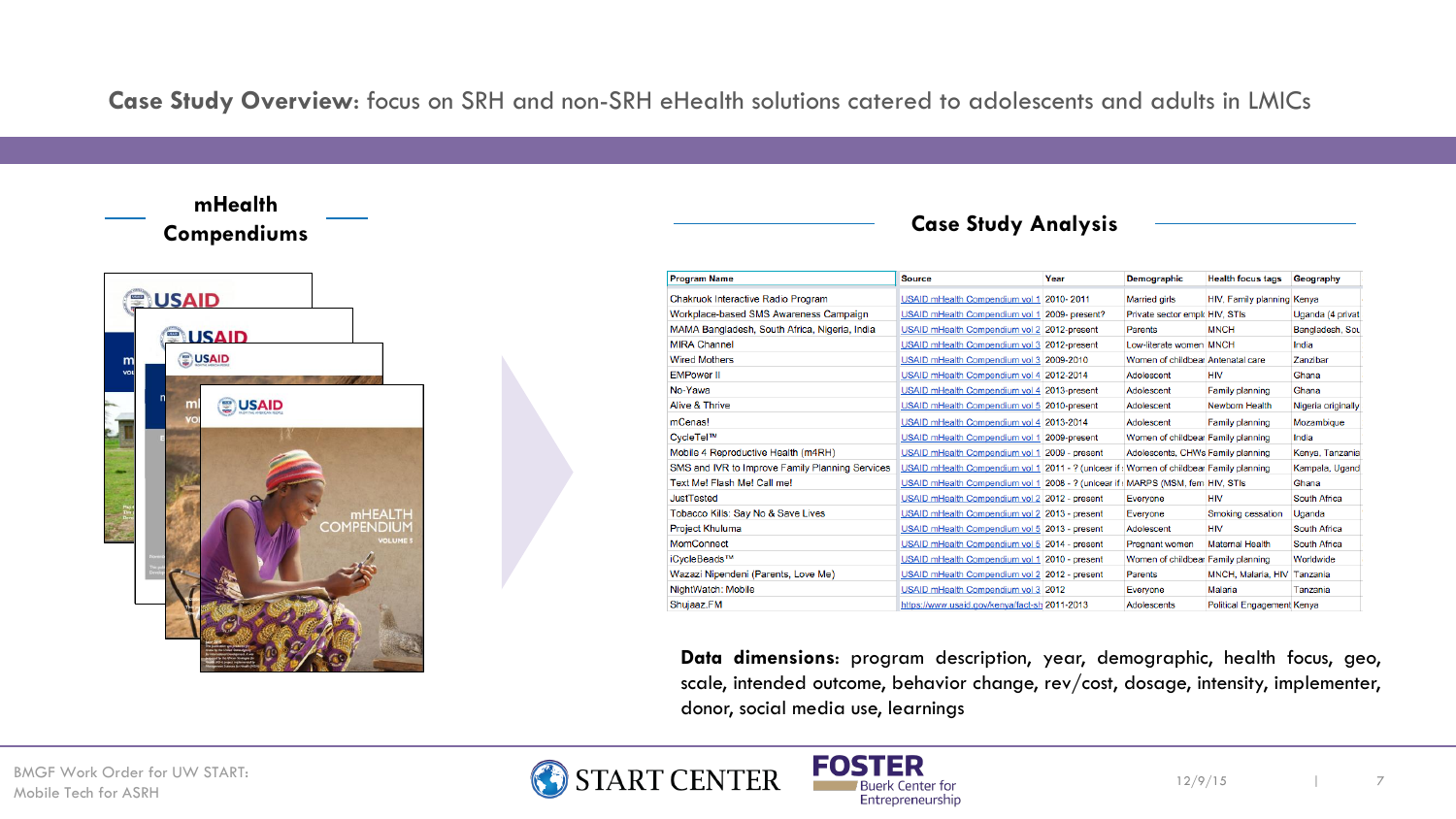**Case Study Overview**: focus on SRH and non-SRH eHealth solutions catered to adolescents and adults in LMICs

## mHealth Compendiums

## Case Study Analysis

| Program Name | Source | Year | Demographic | Health focus tags | Geography |
|---|---|---|---|---|---|
| Chakruok Interactive Radio Program | USAID mHealth Compendium vol 1 | 2010- 2011 | Married girls | HIV, Family planning | Kenya |
| Workplace-based SMS Awareness Campaign | USAID mHealth Compendium vol 1 | 2009- present? | Private sector empl | HIV, STIs | Uganda (4 privat |
| MAMA Bangladesh, South Africa, Nigeria, India | USAID mHealth Compendium vol 2 | 2012-present | Parents | MNCH | Bangladesh, Sou |
| MIRA Channel | USAID mHealth Compendium vol 3 | 2012-present | Low-literate women | MNCH | India |
| Wired Mothers | USAID mHealth Compendium vol 3 | 2009-2010 | Women of childbear | Antenatal care | Zanzibar |
| EMPower II | USAID mHealth Compendium vol 4 | 2012-2014 | Adolescent | HIV | Ghana |
| No-Yawa | USAID mHealth Compendium vol 4 | 2013-present | Adolescent | Family planning | Ghana |
| Alive & Thrive | USAID mHealth Compendium vol 5 | 2010-present | Adolescent | Newborn Health | Nigeria originally |
| mCenas! | USAID mHealth Compendium vol 4 | 2013-2014 | Adolescent | Family planning | Mozambique |
| CycleTel™ | USAID mHealth Compendium vol 1 | 2009-present | Women of childbear | Family planning | India |
| Mobile 4 Reproductive Health (m4RH) | USAID mHealth Compendium vol 1 | 2009 - present | Adolescents, CHWs | Family planning | Kenya, Tanzania |
| SMS and IVR to Improve Family Planning Services | USAID mHealth Compendium vol 1 | 2011 - ? (unicear if | Women of childbear | Family planning | Kampala, Ugand |
| Text Me! Flash Me! Call me! | USAID mHealth Compendium vol 1 | 2008 - ? (unicear if | MARPS (MSM, fem | HIV, STIs | Ghana |
| JustTested | USAID mHealth Compendium vol 2 | 2012 - present | Everyone | HIV | South Africa |
| Tobacco Kills: Say No & Save Lives | USAID mHealth Compendium vol 2 | 2013 - present | Everyone | Smoking cessation | Uganda |
| Project Khuluma | USAID mHealth Compendium vol 5 | 2013 - present | Adolescent | HIV | South Africa |
| MomConnect | USAID mHealth Compendium vol 5 | 2014 - present | Pregnant women | Maternal Health | South Africa |
| iCycleBeads™ | USAID mHealth Compendium vol 1 | 2010 - present | Women of childbear | Family planning | Worldwide |
| Wazazi Nipendeni (Parents, Love Me) | USAID mHealth Compendium vol 2 | 2012 - present | Parents | MNCH, Malaria, HIV | Tanzania |
| NightWatch: Mobile | USAID mHealth Compendium vol 3 | 2012 | Everyone | Malaria | Tanzania |
| Shujaaz.FM | https://www.usaid.gov/kenya/fact-sh | 2011-2013 | Adolescents | Political Engagement | Kenya |

**Data dimensions**: program description, year, demographic, health focus, geo, scale, intended outcome, behavior change, rev/cost, dosage, intensity, implementer, donor, social media use, learnings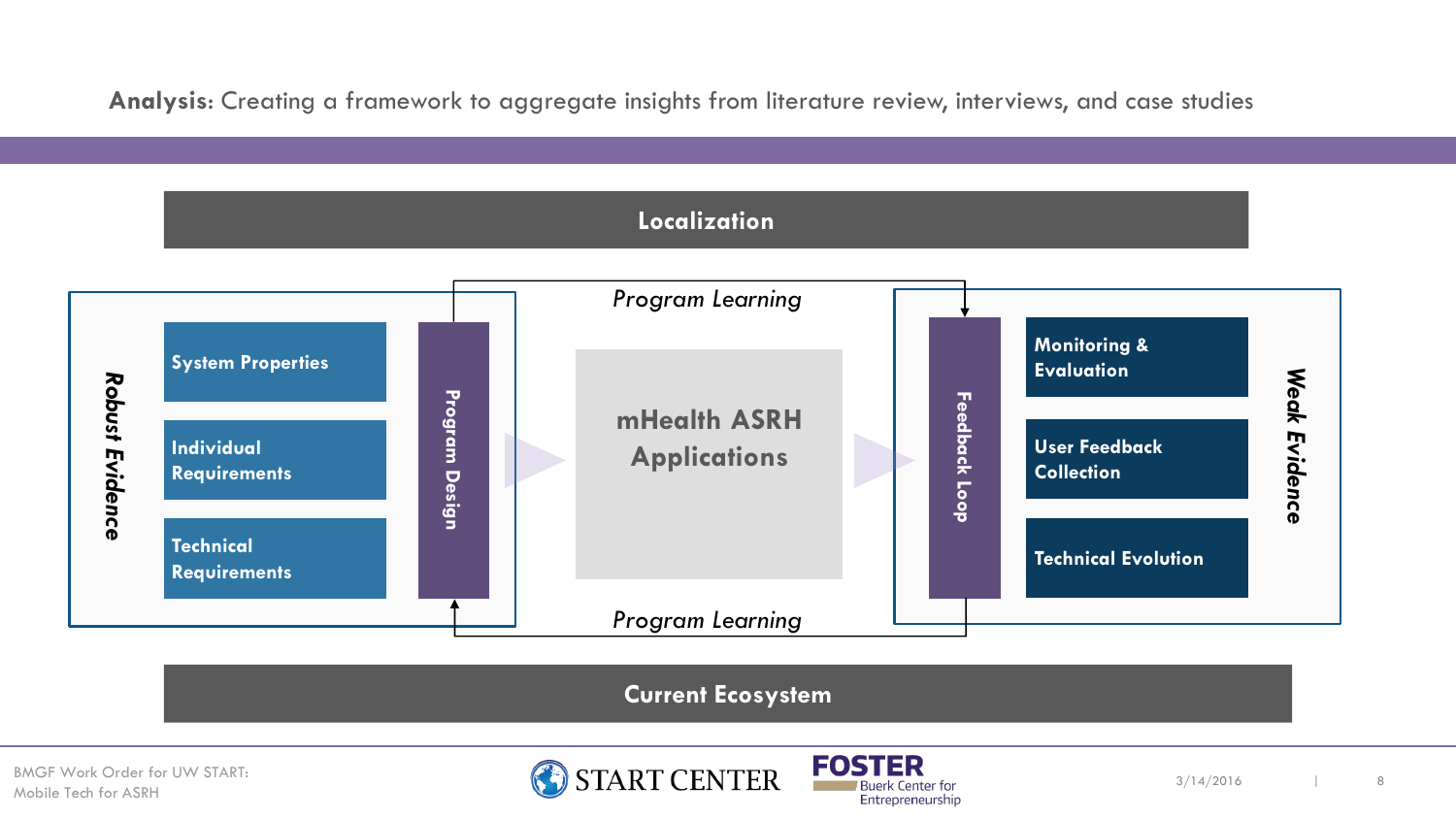**Analysis**: Creating a framework to aggregate insights from literature review, interviews, and case studies

**Localization**

**Robust Evidence**

- System Properties
- Individual Requirements
- Technical Requirements

**Program Design**

*Program Learning*

**mHealth ASRH Applications**

*Program Learning*

**Feedback Loop**

**Weak Evidence**

- Monitoring & Evaluation
- User Feedback Collection
- Technical Evolution

**Current Ecosystem**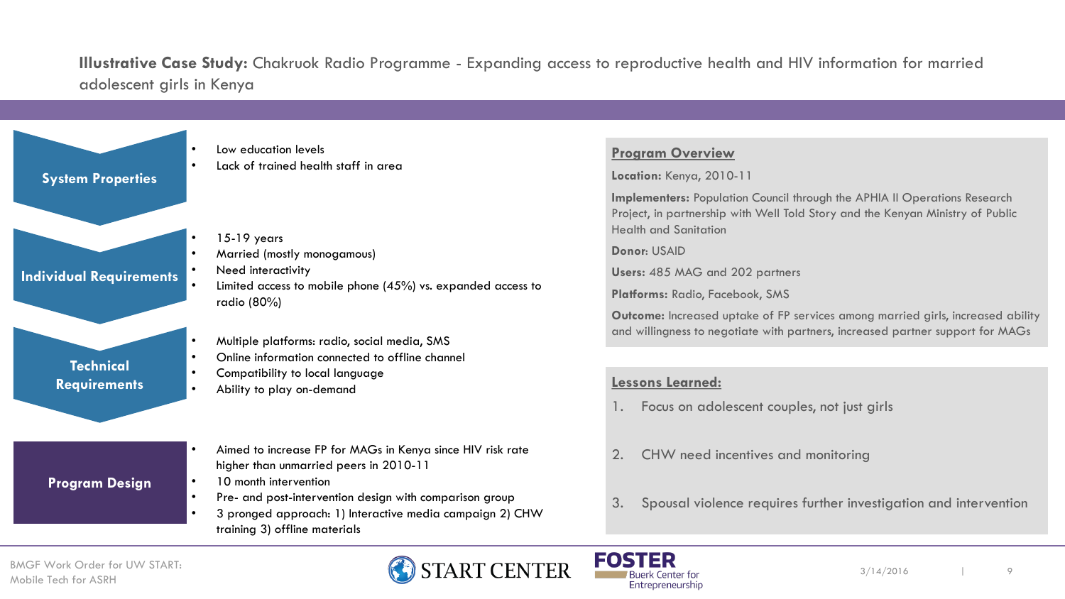**Illustrative Case Study:** Chakruok Radio Programme - Expanding access to reproductive health and HIV information for married adolescent girls in Kenya

**System Properties**

- Low education levels
- Lack of trained health staff in area

**Individual Requirements**

- 15-19 years
- Married (mostly monogamous)
- Need interactivity
- Limited access to mobile phone (45%) vs. expanded access to radio (80%)

**Technical Requirements**

- Multiple platforms: radio, social media, SMS
- Online information connected to offline channel
- Compatibility to local language
- Ability to play on-demand

**Program Design**

- Aimed to increase FP for MAGs in Kenya since HIV risk rate higher than unmarried peers in 2010-11
- 10 month intervention
- Pre- and post-intervention design with comparison group
- 3 pronged approach: 1) Interactive media campaign 2) CHW training 3) offline materials

**Program Overview**

**Location:** Kenya, 2010-11

**Implementers:** Population Council through the APHIA II Operations Research Project, in partnership with Well Told Story and the Kenyan Ministry of Public Health and Sanitation

**Donor:** USAID

**Users:** 485 MAG and 202 partners

**Platforms:** Radio, Facebook, SMS

**Outcome:** Increased uptake of FP services among married girls, increased ability and willingness to negotiate with partners, increased partner support for MAGs

**Lessons Learned:**

1. Focus on adolescent couples, not just girls
2. CHW need incentives and monitoring
3. Spousal violence requires further investigation and intervention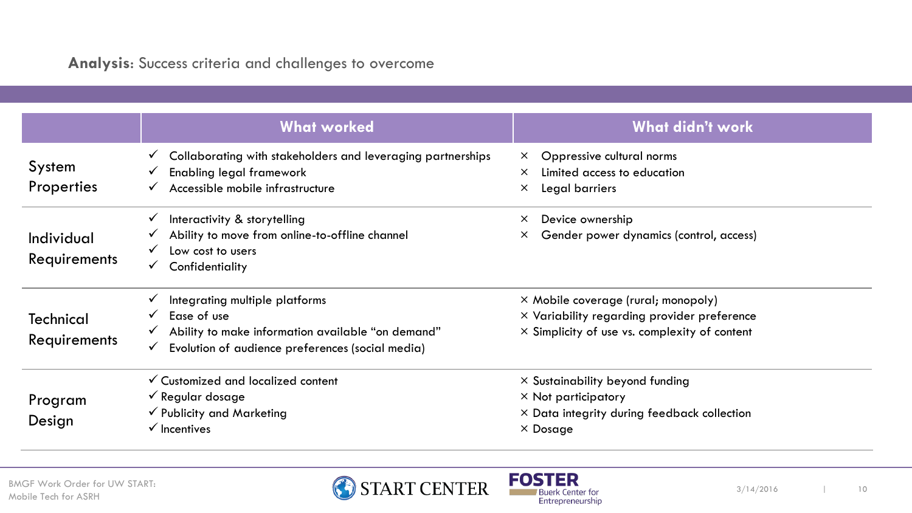**Analysis**: Success criteria and challenges to overcome

| | What worked | What didn't work |
|---|---|---|
| System Properties | ✓ Collaborating with stakeholders and leveraging partnerships<br>✓ Enabling legal framework<br>✓ Accessible mobile infrastructure | × Oppressive cultural norms<br>× Limited access to education<br>× Legal barriers |
| Individual Requirements | ✓ Interactivity & storytelling<br>✓ Ability to move from online-to-offline channel<br>✓ Low cost to users<br>✓ Confidentiality | × Device ownership<br>× Gender power dynamics (control, access) |
| Technical Requirements | ✓ Integrating multiple platforms<br>✓ Ease of use<br>✓ Ability to make information available "on demand"<br>✓ Evolution of audience preferences (social media) | × Mobile coverage (rural; monopoly)<br>× Variability regarding provider preference<br>× Simplicity of use vs. complexity of content |
| Program Design | ✓ Customized and localized content<br>✓ Regular dosage<br>✓ Publicity and Marketing<br>✓ Incentives | × Sustainability beyond funding<br>× Not participatory<br>× Data integrity during feedback collection<br>× Dosage |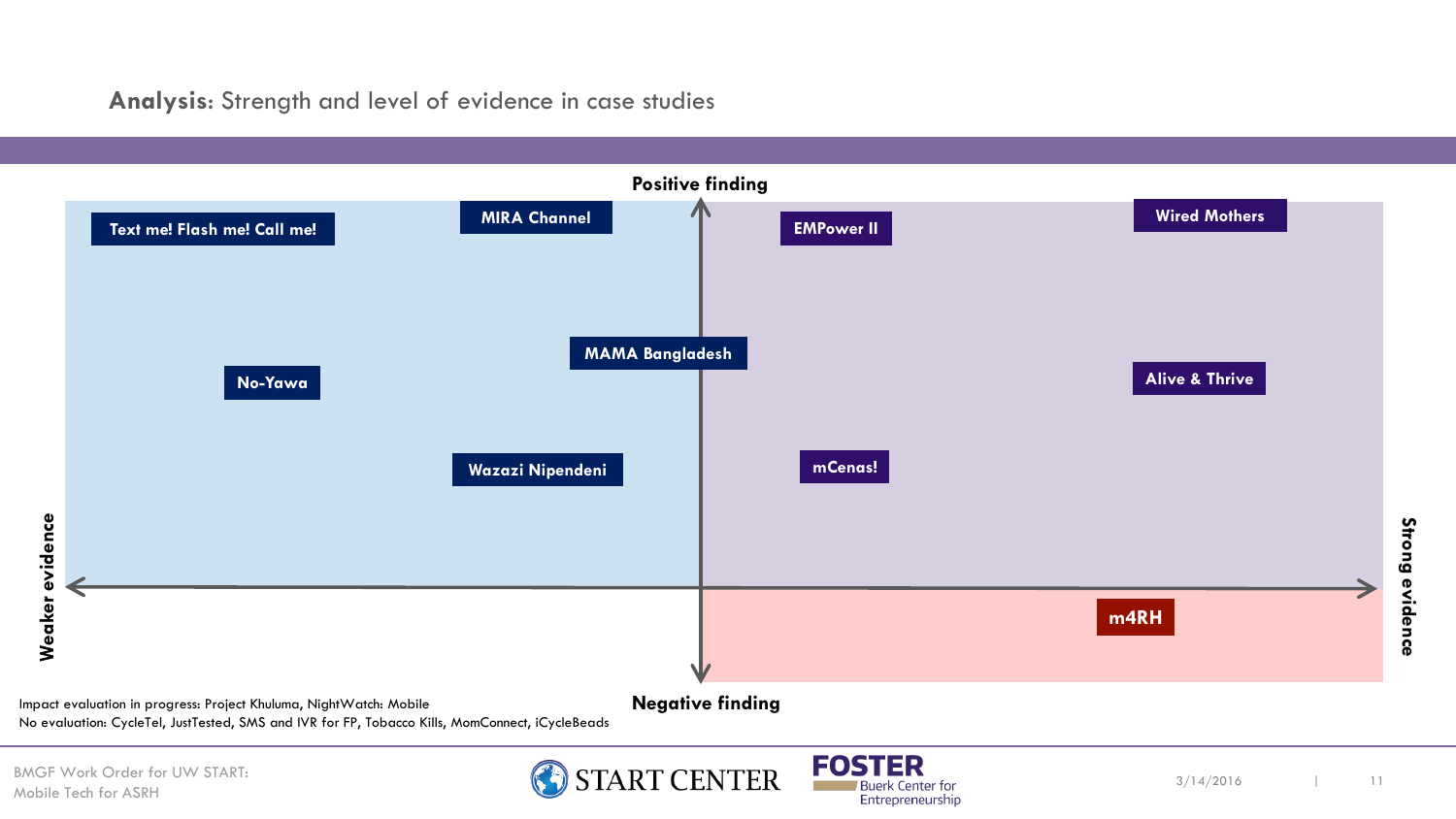## **Analysis:** Strength and level of evidence in case studies

Positive finding

Negative finding

Weaker evidence

Strong evidence

Text me! Flash me! Call me!

MIRA Channel

EMPower II

Wired Mothers

MAMA Bangladesh

No-Yawa

Alive & Thrive

Wazazi Nipendeni

mCenas!

m4RH

Impact evaluation in progress: Project Khuluma, NightWatch: Mobile

No evaluation: CycleTel, JustTested, SMS and IVR for FP, Tobacco Kills, MomConnect, iCycleBeads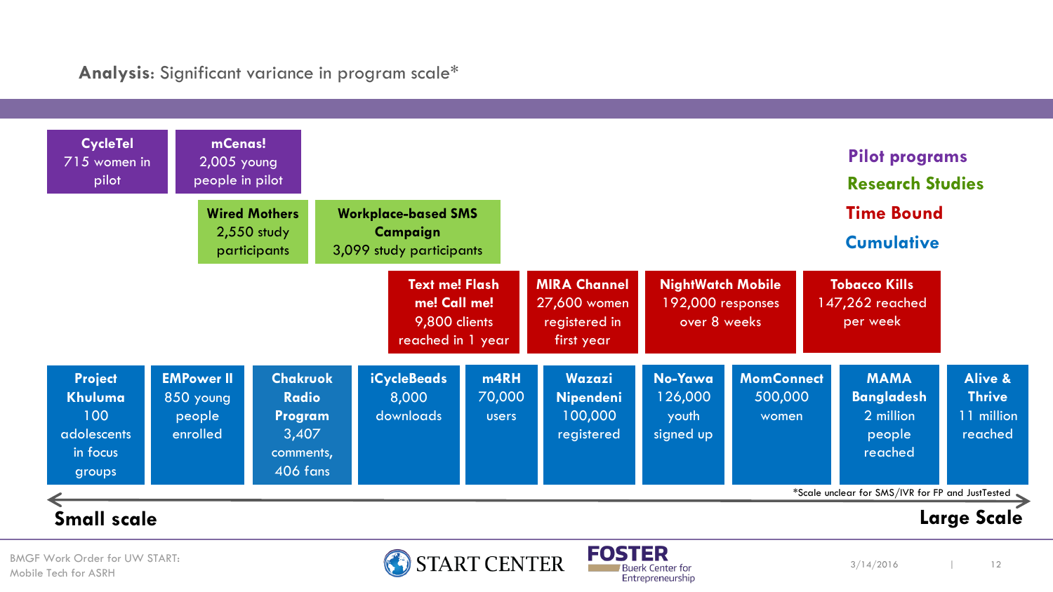**Analysis:** Significant variance in program scale*

**Legend:** Pilot programs | Research Studies | Time Bound | Cumulative

**Pilot programs**

- **CycleTel** — 715 women in pilot
- **mCenas!** — 2,005 young people in pilot

**Research Studies**

- **Wired Mothers** — 2,550 study participants
- **Workplace-based SMS Campaign** — 3,099 study participants

**Time Bound**

- **Text me! Flash me! Call me!** — 9,800 clients reached in 1 year
- **MIRA Channel** — 27,600 women registered in first year
- **NightWatch Mobile** — 192,000 responses over 8 weeks
- **Tobacco Kills** — 147,262 reached per week

**Cumulative**

- **Project Khuluma** — 100 adolescents in focus groups
- **EMPower II** — 850 young people enrolled
- **Chakruok Radio Program** — 3,407 comments, 406 fans
- **iCycleBeads** — 8,000 downloads
- **m4RH** — 70,000 users
- **Wazazi Nipendeni** — 100,000 registered
- **No-Yawa** — 126,000 youth signed up
- **MomConnect** — 500,000 women
- **MAMA Bangladesh** — 2 million people reached
- **Alive & Thrive** — 11 million reached

**Small scale** ⟷ **Large Scale**

*Scale unclear for SMS/IVR for FP and JustTested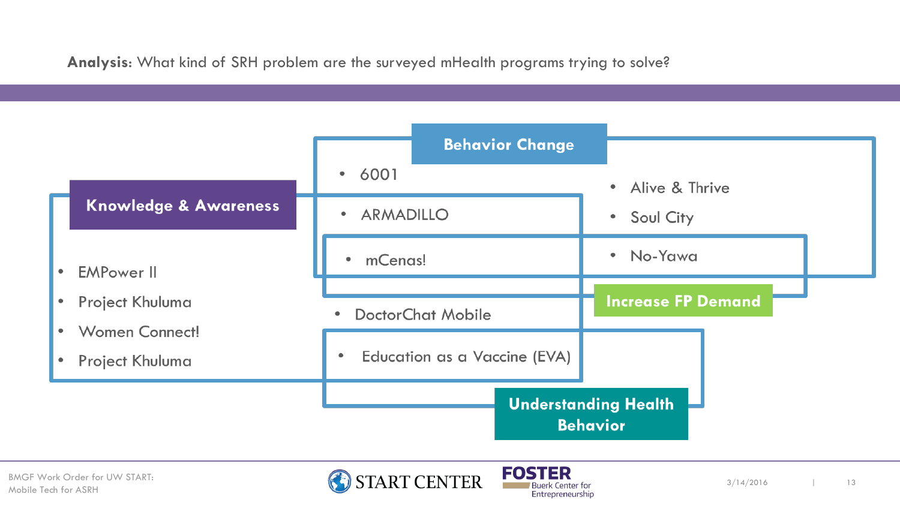**Analysis:** What kind of SRH problem are the surveyed mHealth programs trying to solve?

### Behavior Change

- 6001
- ARMADILLO
- mCenas!
- Alive & Thrive
- Soul City
- No-Yawa

### Knowledge & Awareness

- EMPower II
- Project Khuluma
- Women Connect!
- Project Khuluma
- ARMADILLO
- mCenas!
- DoctorChat Mobile
- Education as a Vaccine (EVA)

### Increase FP Demand

- mCenas!
- No-Yawa

### Understanding Health Behavior

- Education as a Vaccine (EVA)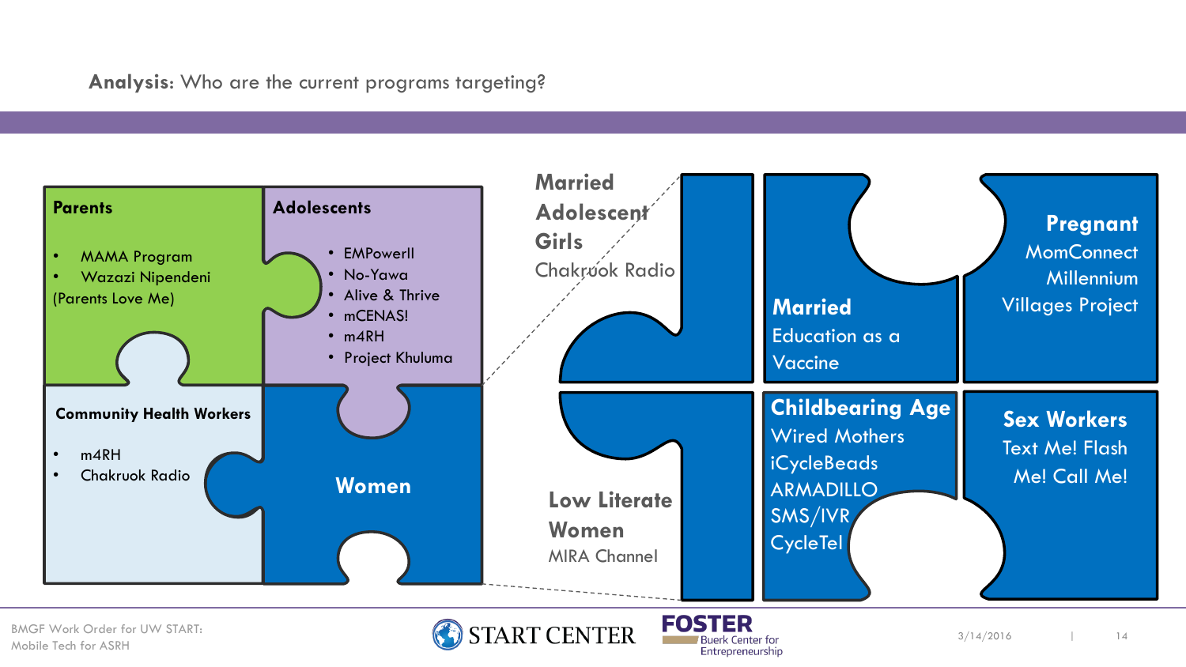**Analysis:** Who are the current programs targeting?

**Parents**

- MAMA Program
- Wazazi Nipendeni (Parents Love Me)

**Adolescents**

- EMPowerll
- No-Yawa
- Alive & Thrive
- mCENAS!
- m4RH
- Project Khuluma

**Community Health Workers**

- m4RH
- Chakruok Radio

**Women**

**Married Adolescent Girls**

Chakruok Radio

**Married**

Education as a Vaccine

**Pregnant**

MomConnect

Millennium Villages Project

**Low Literate Women**

MIRA Channel

**Childbearing Age**

Wired Mothers

iCycleBeads

ARMADILLO

SMS/IVR

CycleTel

**Sex Workers**

Text Me! Flash Me! Call Me!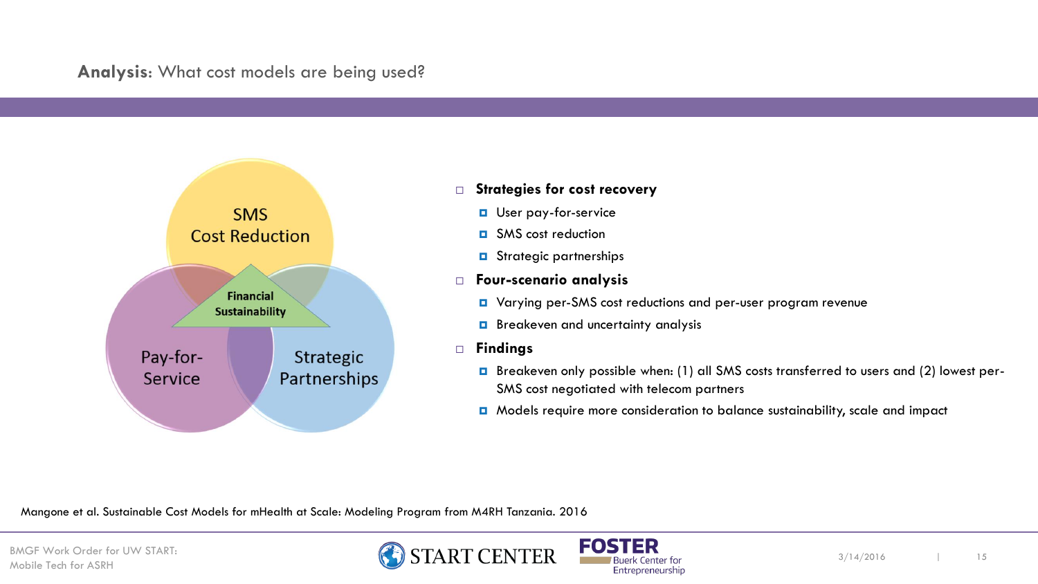## **Analysis**: What cost models are being used?

SMS Cost Reduction

Financial Sustainability

Pay-for-Service

Strategic Partnerships

- **Strategies for cost recovery**
  - User pay-for-service
  - SMS cost reduction
  - Strategic partnerships
- **Four-scenario analysis**
  - Varying per-SMS cost reductions and per-user program revenue
  - Breakeven and uncertainty analysis
- **Findings**
  - Breakeven only possible when: (1) all SMS costs transferred to users and (2) lowest per-SMS cost negotiated with telecom partners
  - Models require more consideration to balance sustainability, scale and impact

Mangone et al. Sustainable Cost Models for mHealth at Scale: Modeling Program from M4RH Tanzania. 2016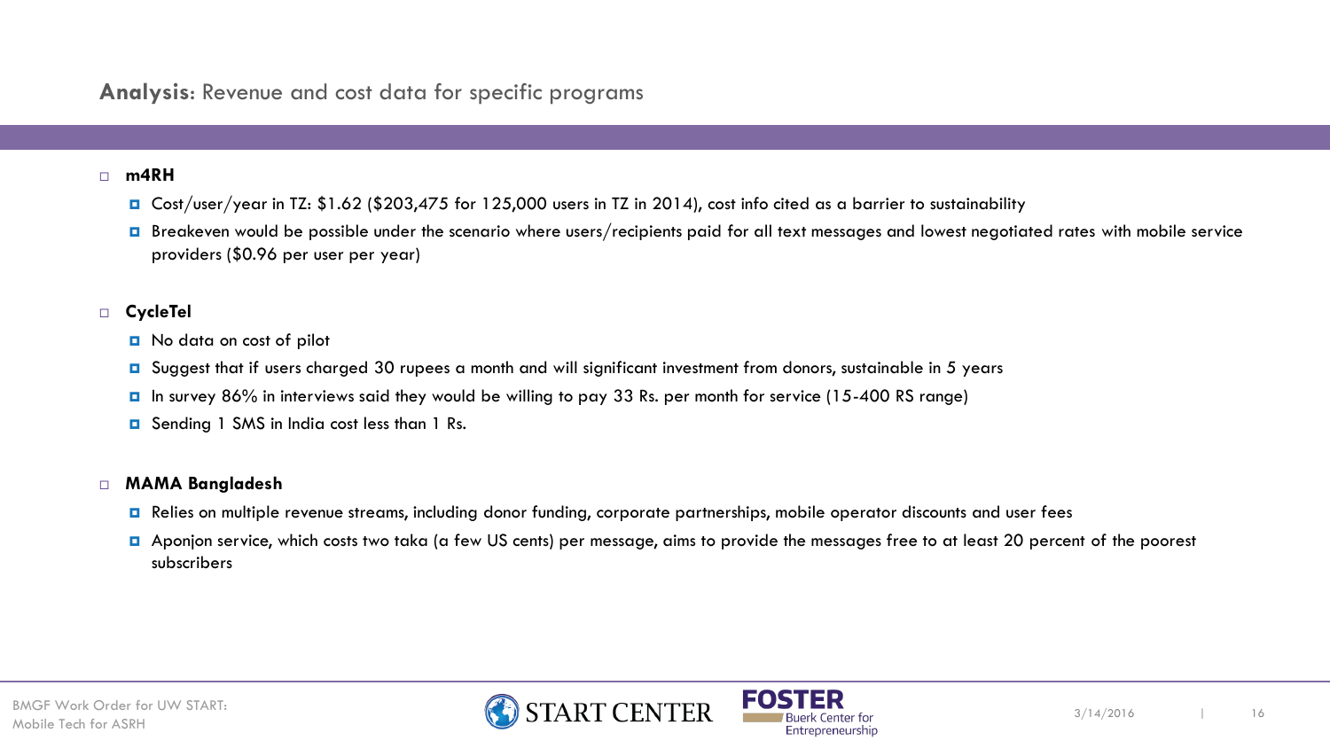## **Analysis**: Revenue and cost data for specific programs

- **m4RH**
  - Cost/user/year in TZ: $1.62 ($203,475 for 125,000 users in TZ in 2014), cost info cited as a barrier to sustainability
  - Breakeven would be possible under the scenario where users/recipients paid for all text messages and lowest negotiated rates with mobile service providers ($0.96 per user per year)

- **CycleTel**
  - No data on cost of pilot
  - Suggest that if users charged 30 rupees a month and will significant investment from donors, sustainable in 5 years
  - In survey 86% in interviews said they would be willing to pay 33 Rs. per month for service (15-400 RS range)
  - Sending 1 SMS in India cost less than 1 Rs.

- **MAMA Bangladesh**
  - Relies on multiple revenue streams, including donor funding, corporate partnerships, mobile operator discounts and user fees
  - Aponjon service, which costs two taka (a few US cents) per message, aims to provide the messages free to at least 20 percent of the poorest subscribers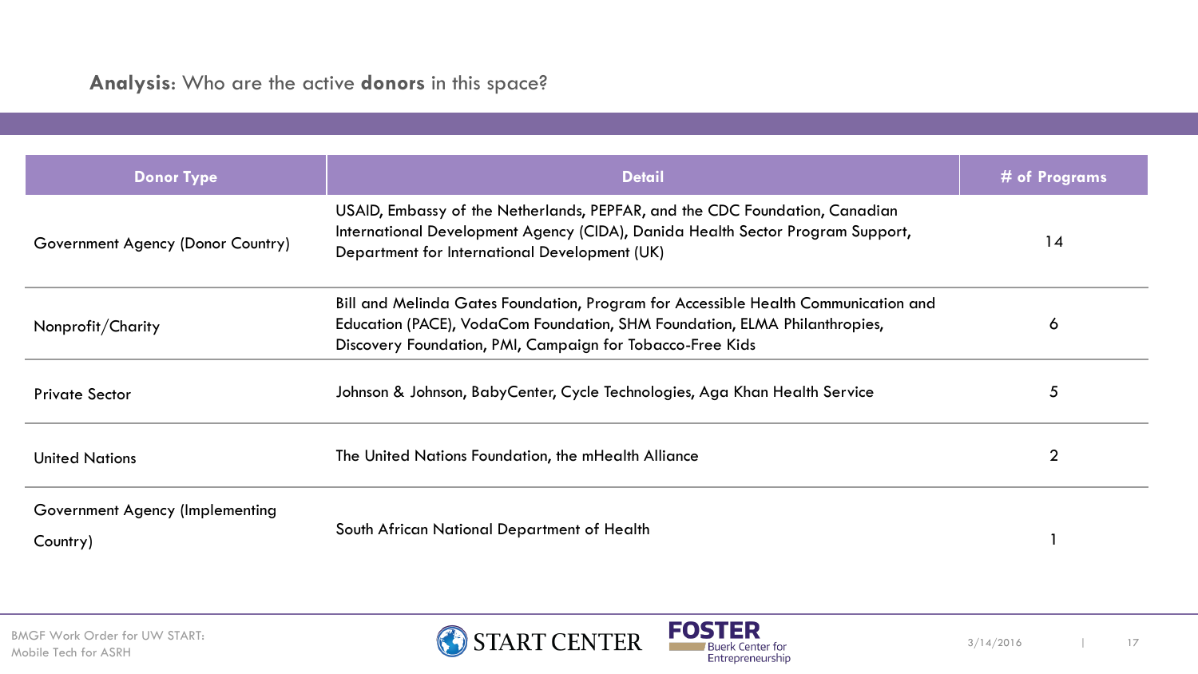**Analysis:** Who are the active **donors** in this space?

| Donor Type | Detail | # of Programs |
|---|---|---|
| Government Agency (Donor Country) | USAID, Embassy of the Netherlands, PEPFAR, and the CDC Foundation, Canadian International Development Agency (CIDA), Danida Health Sector Program Support, Department for International Development (UK) | 14 |
| Nonprofit/Charity | Bill and Melinda Gates Foundation, Program for Accessible Health Communication and Education (PACE), VodaCom Foundation, SHM Foundation, ELMA Philanthropies, Discovery Foundation, PMI, Campaign for Tobacco-Free Kids | 6 |
| Private Sector | Johnson & Johnson, BabyCenter, Cycle Technologies, Aga Khan Health Service | 5 |
| United Nations | The United Nations Foundation, the mHealth Alliance | 2 |
| Government Agency (Implementing Country) | South African National Department of Health | 1 |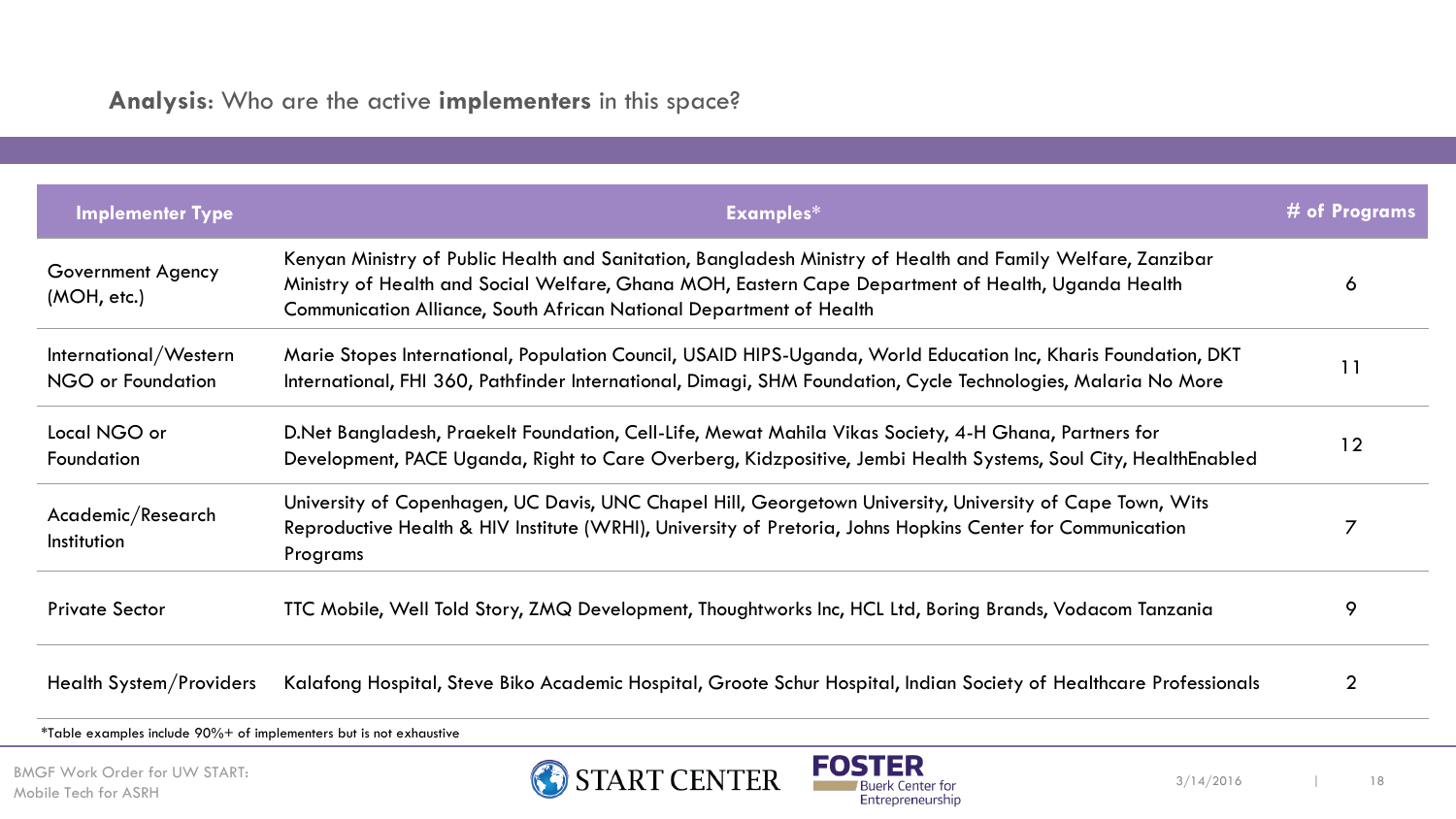## **Analysis**: Who are the active **implementers** in this space?

| Implementer Type | Examples* | # of Programs |
|---|---|---|
| Government Agency (MOH, etc.) | Kenyan Ministry of Public Health and Sanitation, Bangladesh Ministry of Health and Family Welfare, Zanzibar Ministry of Health and Social Welfare, Ghana MOH, Eastern Cape Department of Health, Uganda Health Communication Alliance, South African National Department of Health | 6 |
| International/Western NGO or Foundation | Marie Stopes International, Population Council, USAID HIPS-Uganda, World Education Inc, Kharis Foundation, DKT International, FHI 360, Pathfinder International, Dimagi, SHM Foundation, Cycle Technologies, Malaria No More | 11 |
| Local NGO or Foundation | D.Net Bangladesh, Praekelt Foundation, Cell-Life, Mewat Mahila Vikas Society, 4-H Ghana, Partners for Development, PACE Uganda, Right to Care Overberg, Kidzpositive, Jembi Health Systems, Soul City, HealthEnabled | 12 |
| Academic/Research Institution | University of Copenhagen, UC Davis, UNC Chapel Hill, Georgetown University, University of Cape Town, Wits Reproductive Health & HIV Institute (WRHI), University of Pretoria, Johns Hopkins Center for Communication Programs | 7 |
| Private Sector | TTC Mobile, Well Told Story, ZMQ Development, Thoughtworks Inc, HCL Ltd, Boring Brands, Vodacom Tanzania | 9 |
| Health System/Providers | Kalafong Hospital, Steve Biko Academic Hospital, Groote Schur Hospital, Indian Society of Healthcare Professionals | 2 |

*Table examples include 90%+ of implementers but is not exhaustive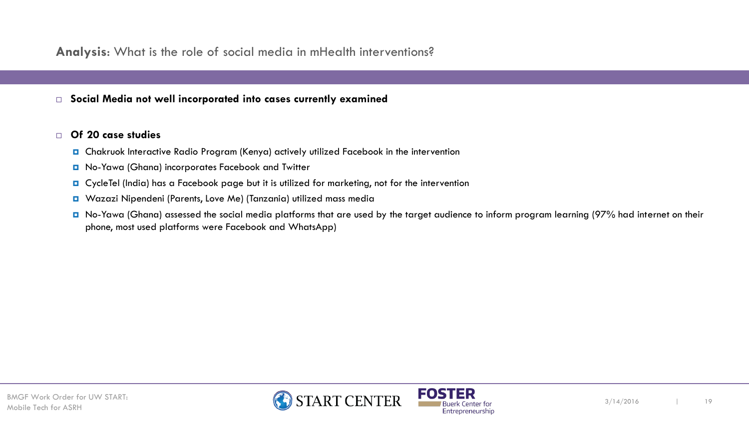## **Analysis**: What is the role of social media in mHealth interventions?

- **Social Media not well incorporated into cases currently examined**

- **Of 20 case studies**
  - Chakruok Interactive Radio Program (Kenya) actively utilized Facebook in the intervention
  - No-Yawa (Ghana) incorporates Facebook and Twitter
  - CycleTel (India) has a Facebook page but it is utilized for marketing, not for the intervention
  - Wazazi Nipendeni (Parents, Love Me) (Tanzania) utilized mass media
  - No-Yawa (Ghana) assessed the social media platforms that are used by the target audience to inform program learning (97% had internet on their phone, most used platforms were Facebook and WhatsApp)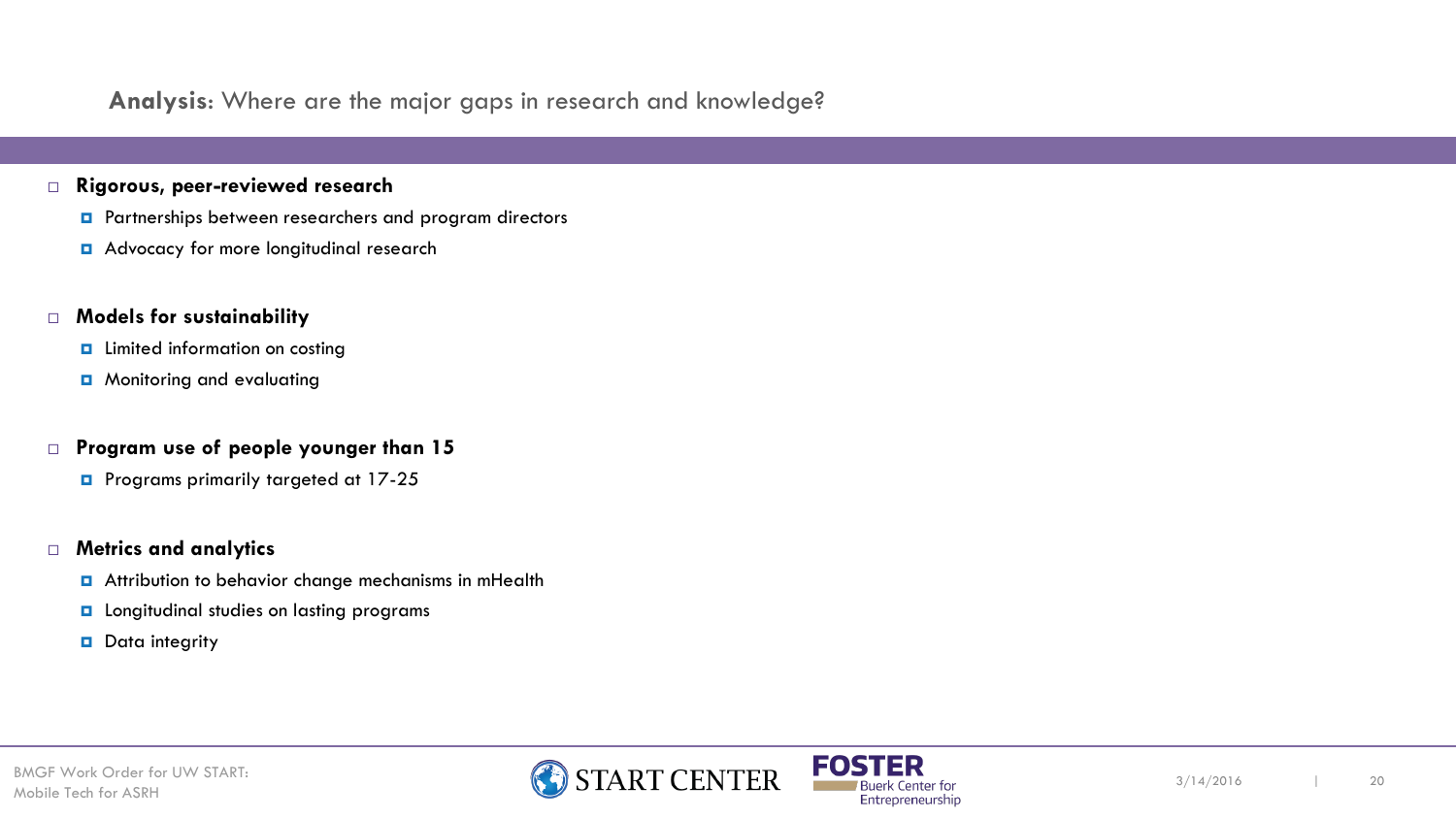## **Analysis**: Where are the major gaps in research and knowledge?

- **Rigorous, peer-reviewed research**
  - Partnerships between researchers and program directors
  - Advocacy for more longitudinal research
- **Models for sustainability**
  - Limited information on costing
  - Monitoring and evaluating
- **Program use of people younger than 15**
  - Programs primarily targeted at 17-25
- **Metrics and analytics**
  - Attribution to behavior change mechanisms in mHealth
  - Longitudinal studies on lasting programs
  - Data integrity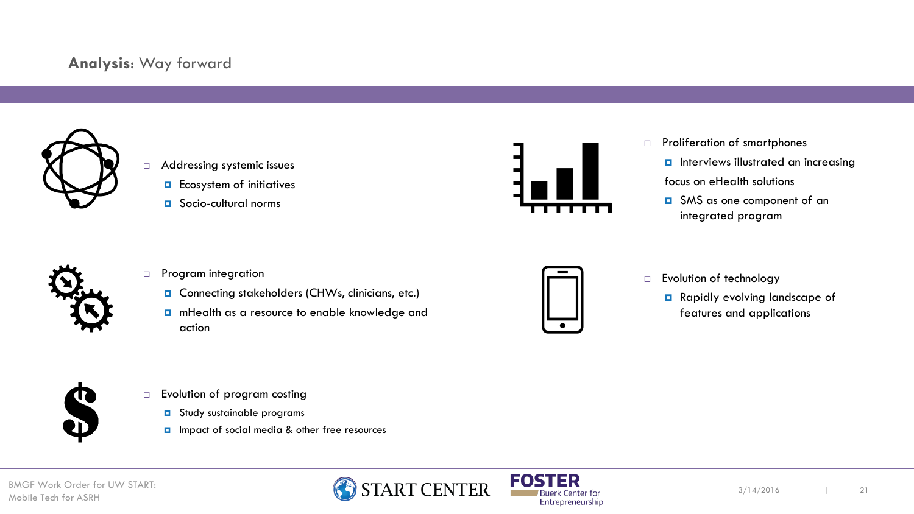## **Analysis**: Way forward

- Addressing systemic issues
  - Ecosystem of initiatives
  - Socio-cultural norms
- Program integration
  - Connecting stakeholders (CHWs, clinicians, etc.)
  - mHealth as a resource to enable knowledge and action
- Evolution of program costing
  - Study sustainable programs
  - Impact of social media & other free resources
- Proliferation of smartphones
  - Interviews illustrated an increasing focus on eHealth solutions
  - SMS as one component of an integrated program
- Evolution of technology
  - Rapidly evolving landscape of features and applications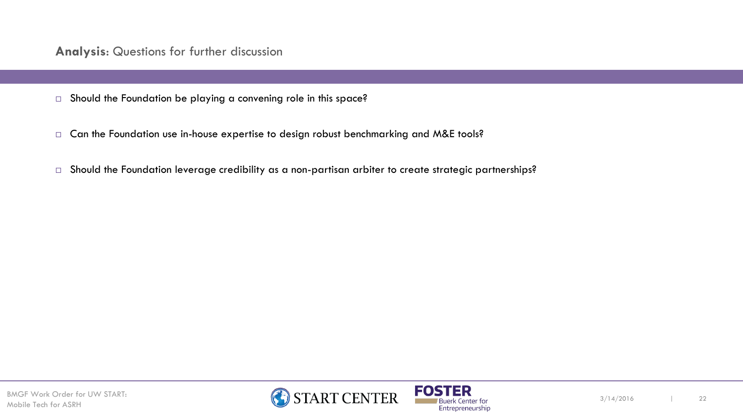## **Analysis:** Questions for further discussion

- Should the Foundation be playing a convening role in this space?
- Can the Foundation use in-house expertise to design robust benchmarking and M&E tools?
- Should the Foundation leverage credibility as a non-partisan arbiter to create strategic partnerships?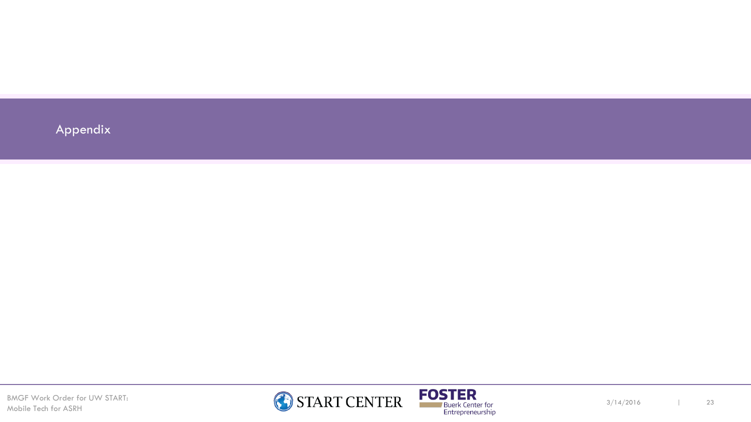# Appendix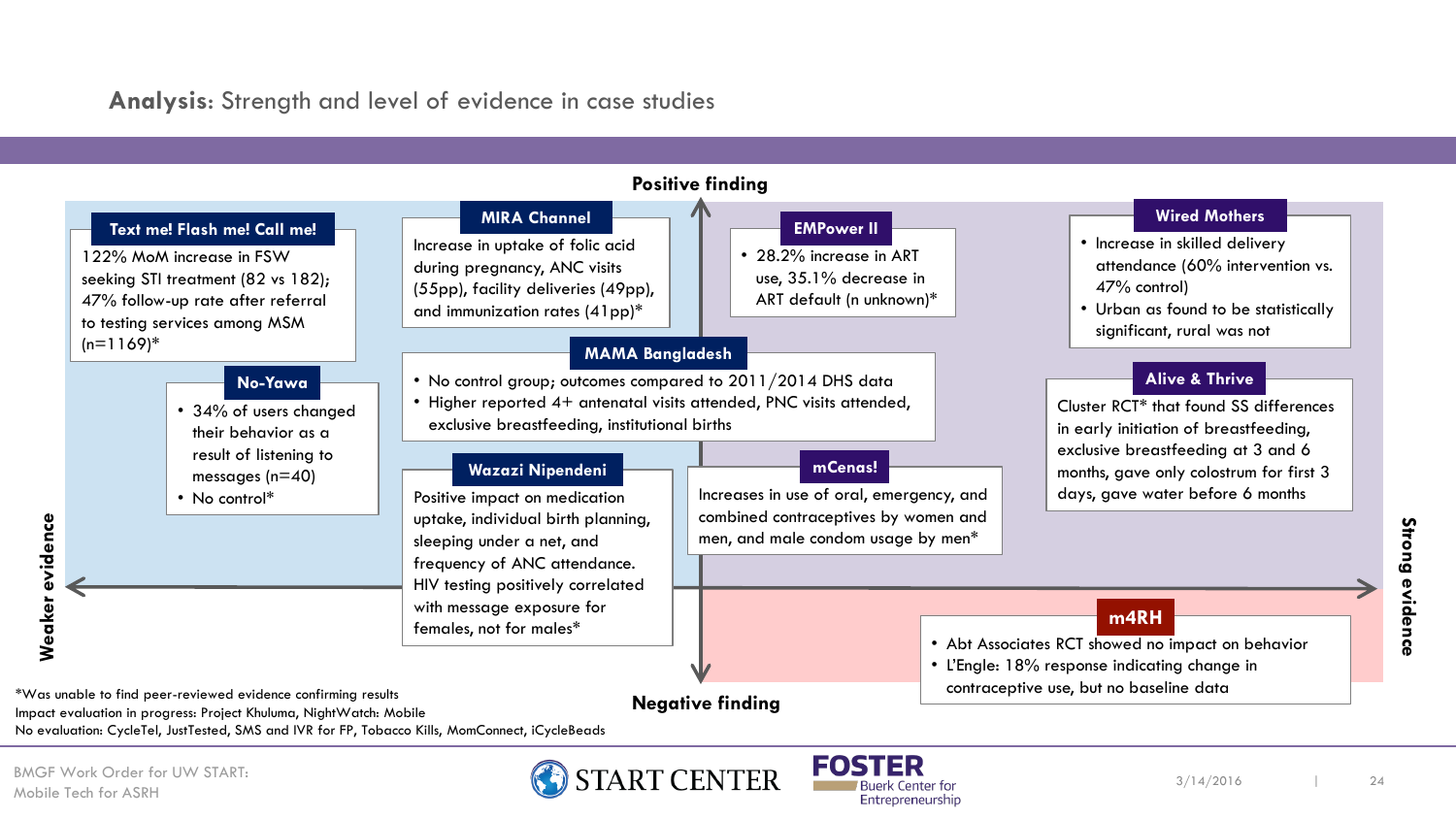## **Analysis**: Strength and level of evidence in case studies

Positive finding

Negative finding

Weaker evidence

Strong evidence

**Text me! Flash me! Call me!**

122% MoM increase in FSW seeking STI treatment (82 vs 182); 47% follow-up rate after referral to testing services among MSM (n=1169)*

**No-Yawa**

- 34% of users changed their behavior as a result of listening to messages (n=40)
- No control*

**MIRA Channel**

Increase in uptake of folic acid during pregnancy, ANC visits (55pp), facility deliveries (49pp), and immunization rates (41pp)*

**MAMA Bangladesh**

- No control group; outcomes compared to 2011/2014 DHS data
- Higher reported 4+ antenatal visits attended, PNC visits attended, exclusive breastfeeding, institutional births

**Wazazi Nipendeni**

Positive impact on medication uptake, individual birth planning, sleeping under a net, and frequency of ANC attendance. HIV testing positively correlated with message exposure for females, not for males*

**EMPower II**

- 28.2% increase in ART use, 35.1% decrease in ART default (n unknown)*

**mCenas!**

Increases in use of oral, emergency, and combined contraceptives by women and men, and male condom usage by men*

**Wired Mothers**

- Increase in skilled delivery attendance (60% intervention vs. 47% control)
- Urban as found to be statistically significant, rural was not

**Alive & Thrive**

Cluster RCT* that found SS differences in early initiation of breastfeeding, exclusive breastfeeding at 3 and 6 months, gave only colostrum for first 3 days, gave water before 6 months

**m4RH**

- Abt Associates RCT showed no impact on behavior
- L'Engle: 18% response indicating change in contraceptive use, but no baseline data

*Was unable to find peer-reviewed evidence confirming results
Impact evaluation in progress: Project Khuluma, NightWatch: Mobile
No evaluation: CycleTel, JustTested, SMS and IVR for FP, Tobacco Kills, MomConnect, iCycleBeads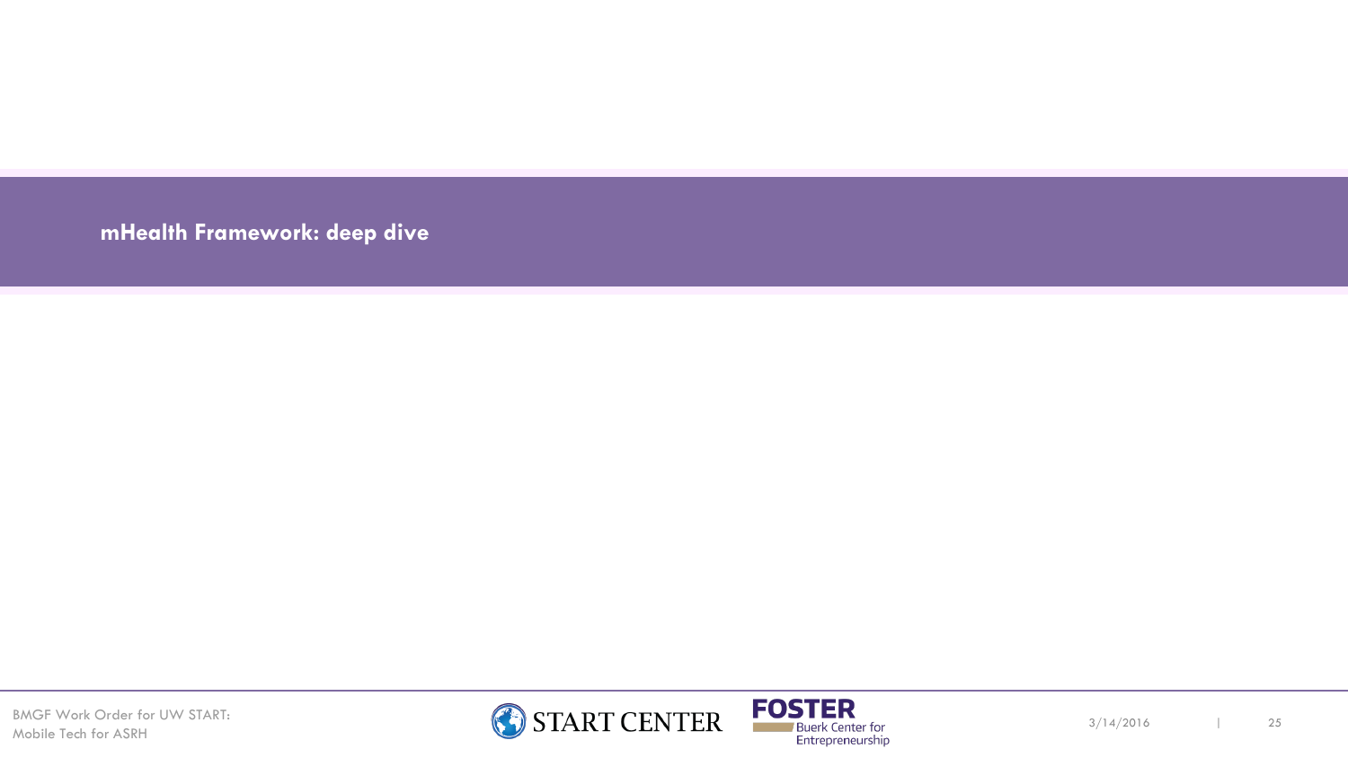## mHealth Framework: deep dive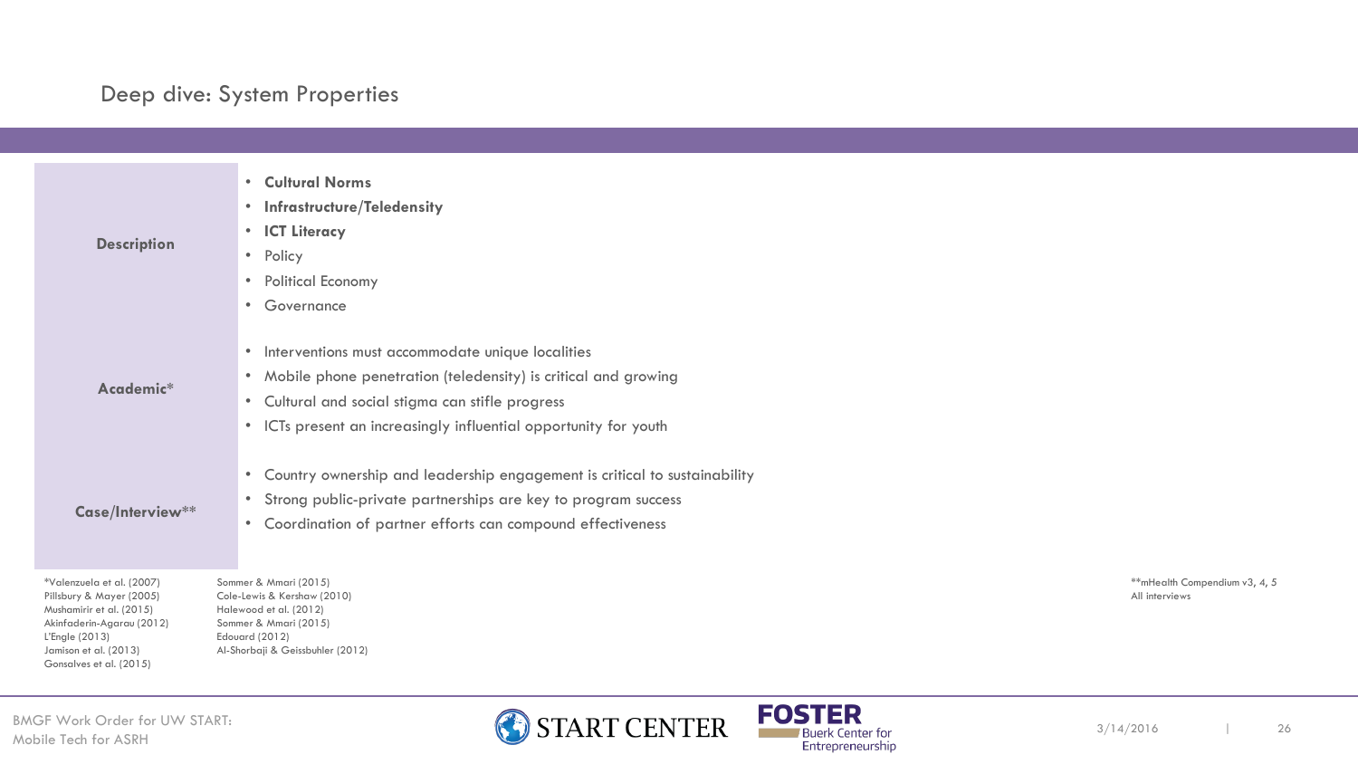# Deep dive: System Properties

| | |
|---|---|
| **Description** | • **Cultural Norms**<br>• **Infrastructure/Teledensity**<br>• **ICT Literacy**<br>• Policy<br>• Political Economy<br>• Governance |
| **Academic*** | • Interventions must accommodate unique localities<br>• Mobile phone penetration (teledensity) is critical and growing<br>• Cultural and social stigma can stifle progress<br>• ICTs present an increasingly influential opportunity for youth |
| **Case/Interview**** | • Country ownership and leadership engagement is critical to sustainability<br>• Strong public-private partnerships are key to program success<br>• Coordination of partner efforts can compound effectiveness |

*Valenzuela et al. (2007)
Pillsbury & Mayer (2005)
Mushamirir et al. (2015)
Akinfaderin-Agarau (2012)
L'Engle (2013)
Jamison et al. (2013)
Gonsalves et al. (2015)
Sommer & Mmari (2015)
Cole-Lewis & Kershaw (2010)
Halewood et al. (2012)
Sommer & Mmari (2015)
Edouard (2012)
Al-Shorbaji & Geissbuhler (2012)

**mHealth Compendium v3, 4, 5
All interviews

BMGF Work Order for UW START: Mobile Tech for ASRH

3/14/2016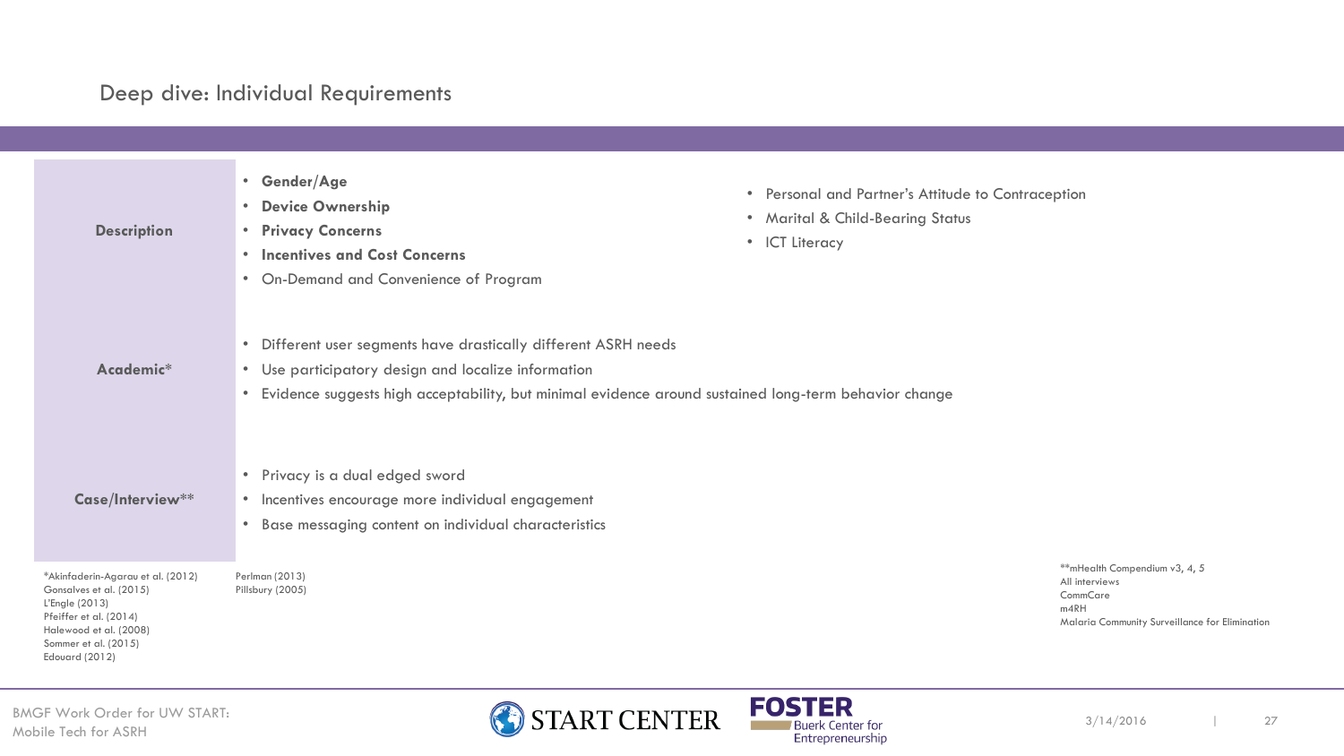# Deep dive: Individual Requirements

| | |
|---|---|
| **Description** | • **Gender/Age**<br>• **Device Ownership**<br>• **Privacy Concerns**<br>• **Incentives and Cost Concerns**<br>• On-Demand and Convenience of Program<br>• Personal and Partner's Attitude to Contraception<br>• Marital & Child-Bearing Status<br>• ICT Literacy |
| **Academic*** | • Different user segments have drastically different ASRH needs<br>• Use participatory design and localize information<br>• Evidence suggests high acceptability, but minimal evidence around sustained long-term behavior change |
| **Case/Interview**** | • Privacy is a dual edged sword<br>• Incentives encourage more individual engagement<br>• Base messaging content on individual characteristics |

*Akinfaderin-Agarau et al. (2012)
Gonsalves et al. (2015)
L'Engle (2013)
Pfeiffer et al. (2014)
Halewood et al. (2008)
Sommer et al. (2015)
Edouard (2012)
Perlman (2013)
Pillsbury (2005)

**mHealth Compendium v3, 4, 5
All interviews
CommCare
m4RH
Malaria Community Surveillance for Elimination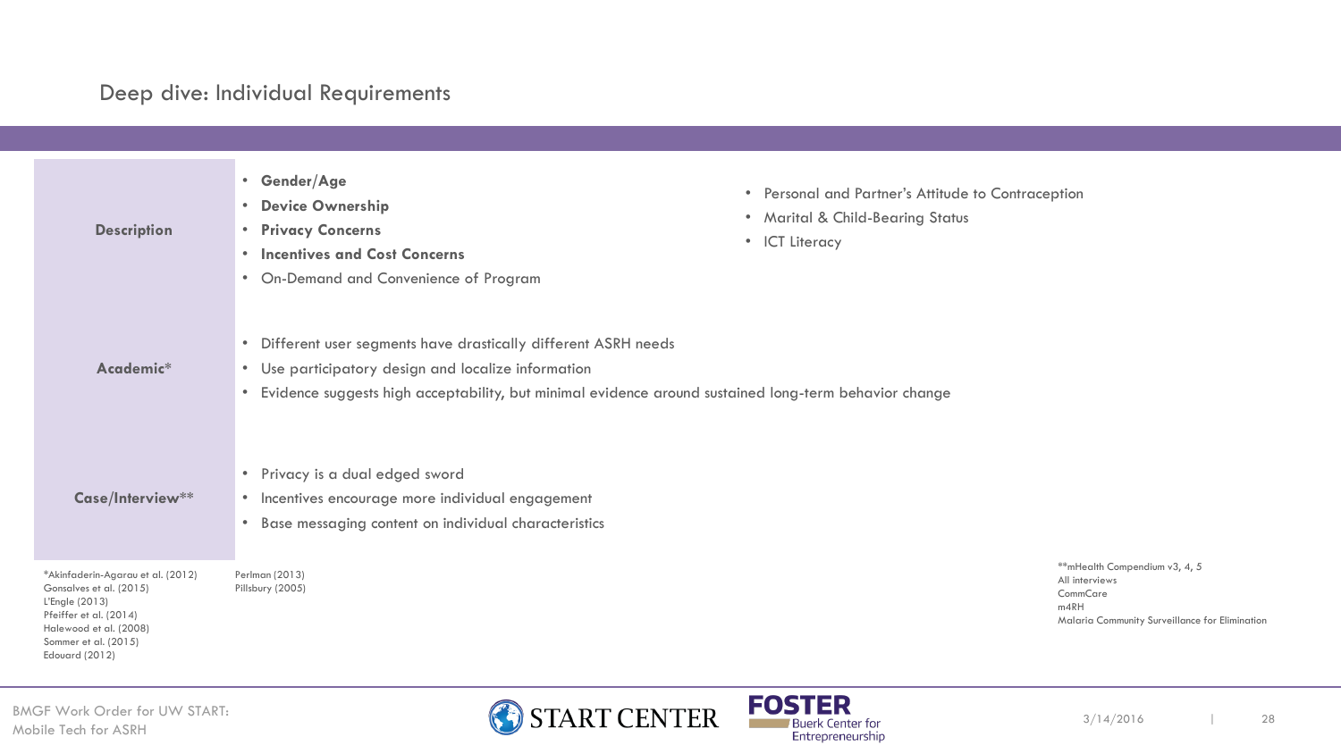## Deep dive: Individual Requirements

| | |
|---|---|
| **Description** | • **Gender/Age**<br>• **Device Ownership**<br>• **Privacy Concerns**<br>• **Incentives and Cost Concerns**<br>• On-Demand and Convenience of Program<br>• Personal and Partner's Attitude to Contraception<br>• Marital & Child-Bearing Status<br>• ICT Literacy |
| **Academic*** | • Different user segments have drastically different ASRH needs<br>• Use participatory design and localize information<br>• Evidence suggests high acceptability, but minimal evidence around sustained long-term behavior change |
| **Case/Interview**** | • Privacy is a dual edged sword<br>• Incentives encourage more individual engagement<br>• Base messaging content on individual characteristics |

*Akinfaderin-Agarau et al. (2012)
Gonsalves et al. (2015)
L'Engle (2013)
Pfeiffer et al. (2014)
Halewood et al. (2008)
Sommer et al. (2015)
Edouard (2012)
Perlman (2013)
Pillsbury (2005)

**mHealth Compendium v3, 4, 5
All interviews
CommCare
m4RH
Malaria Community Surveillance for Elimination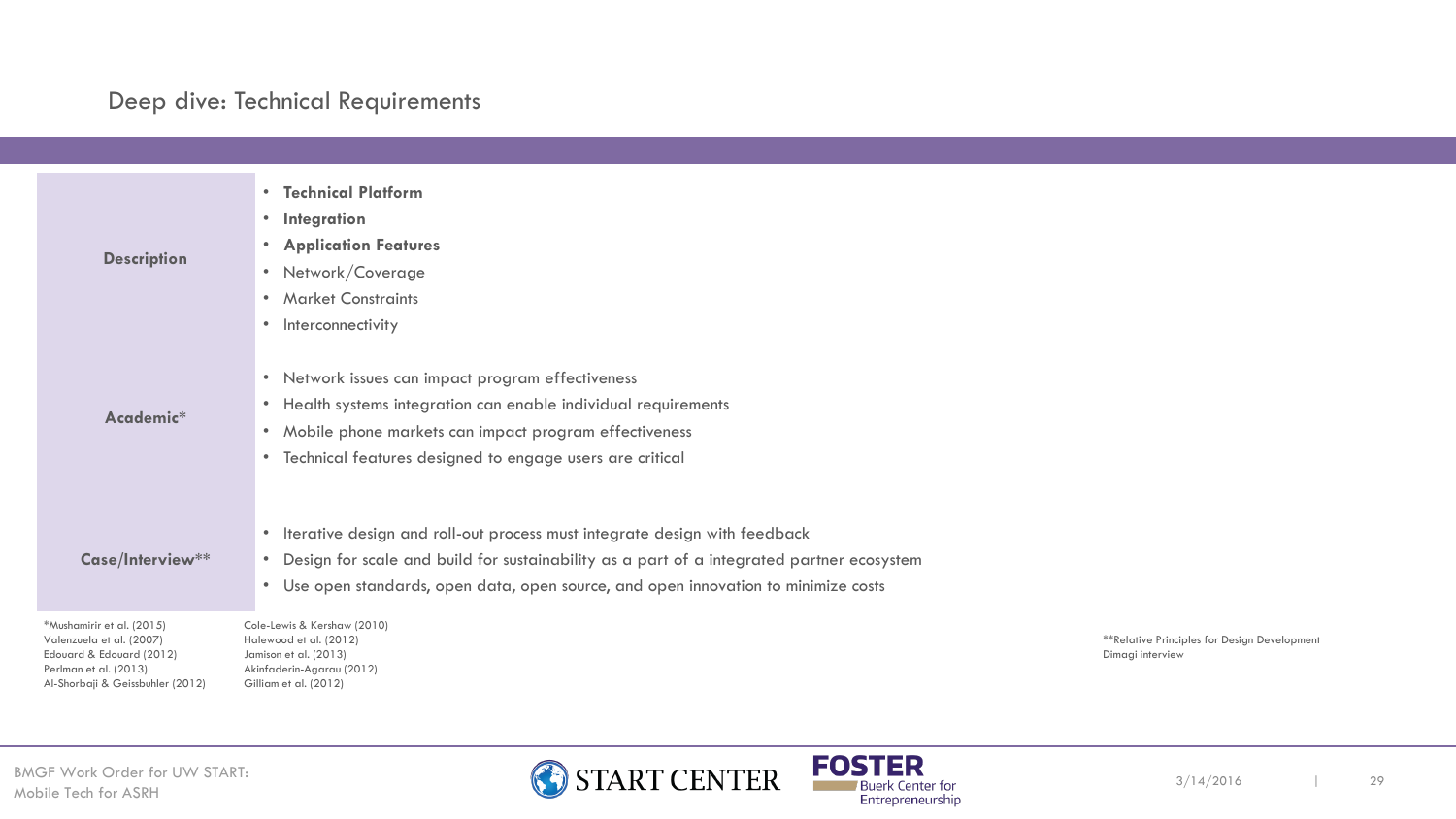# Deep dive: Technical Requirements

| | |
|---|---|
| **Description** | • **Technical Platform**<br>• **Integration**<br>• **Application Features**<br>• Network/Coverage<br>• Market Constraints<br>• Interconnectivity |
| **Academic*** | • Network issues can impact program effectiveness<br>• Health systems integration can enable individual requirements<br>• Mobile phone markets can impact program effectiveness<br>• Technical features designed to engage users are critical |
| **Case/Interview**** | • Iterative design and roll-out process must integrate design with feedback<br>• Design for scale and build for sustainability as a part of a integrated partner ecosystem<br>• Use open standards, open data, open source, and open innovation to minimize costs |

*Mushamirir et al. (2015)
Valenzuela et al. (2007)
Edouard & Edouard (2012)
Perlman et al. (2013)
Al-Shorbaji & Geissbuhler (2012)
Cole-Lewis & Kershaw (2010)
Halewood et al. (2012)
Jamison et al. (2013)
Akinfaderin-Agarau (2012)
Gilliam et al. (2012)

**Relative Principles for Design Development
Dimagi interview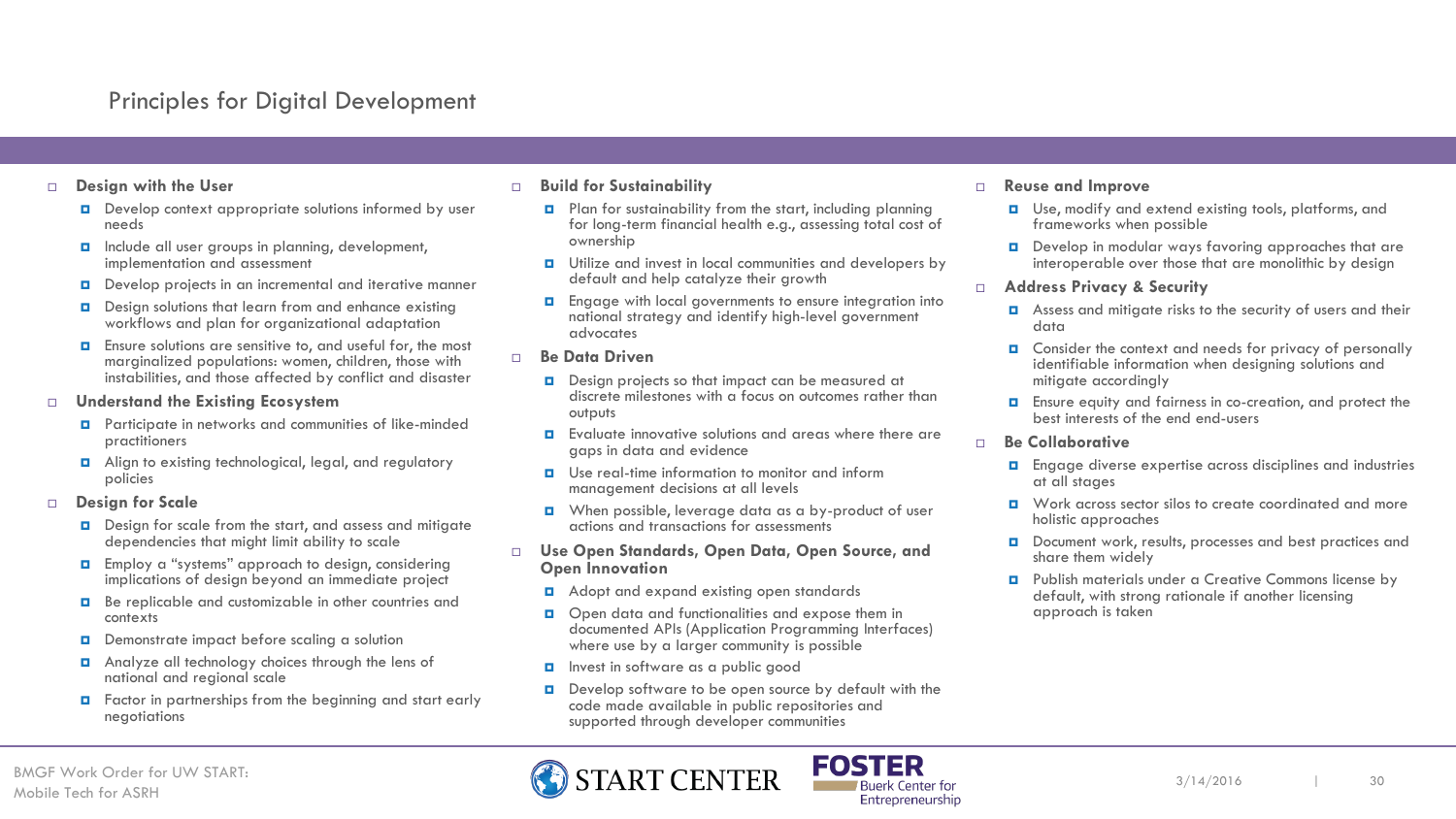# Principles for Digital Development

- **Design with the User**
  - Develop context appropriate solutions informed by user needs
  - Include all user groups in planning, development, implementation and assessment
  - Develop projects in an incremental and iterative manner
  - Design solutions that learn from and enhance existing workflows and plan for organizational adaptation
  - Ensure solutions are sensitive to, and useful for, the most marginalized populations: women, children, those with instabilities, and those affected by conflict and disaster
- **Understand the Existing Ecosystem**
  - Participate in networks and communities of like-minded practitioners
  - Align to existing technological, legal, and regulatory policies
- **Design for Scale**
  - Design for scale from the start, and assess and mitigate dependencies that might limit ability to scale
  - Employ a "systems" approach to design, considering implications of design beyond an immediate project
  - Be replicable and customizable in other countries and contexts
  - Demonstrate impact before scaling a solution
  - Analyze all technology choices through the lens of national and regional scale
  - Factor in partnerships from the beginning and start early negotiations
- **Build for Sustainability**
  - Plan for sustainability from the start, including planning for long-term financial health e.g., assessing total cost of ownership
  - Utilize and invest in local communities and developers by default and help catalyze their growth
  - Engage with local governments to ensure integration into national strategy and identify high-level government advocates
- **Be Data Driven**
  - Design projects so that impact can be measured at discrete milestones with a focus on outcomes rather than outputs
  - Evaluate innovative solutions and areas where there are gaps in data and evidence
  - Use real-time information to monitor and inform management decisions at all levels
  - When possible, leverage data as a by-product of user actions and transactions for assessments
- **Use Open Standards, Open Data, Open Source, and Open Innovation**
  - Adopt and expand existing open standards
  - Open data and functionalities and expose them in documented APIs (Application Programming Interfaces) where use by a larger community is possible
  - Invest in software as a public good
  - Develop software to be open source by default with the code made available in public repositories and supported through developer communities
- **Reuse and Improve**
  - Use, modify and extend existing tools, platforms, and frameworks when possible
  - Develop in modular ways favoring approaches that are interoperable over those that are monolithic by design
- **Address Privacy & Security**
  - Assess and mitigate risks to the security of users and their data
  - Consider the context and needs for privacy of personally identifiable information when designing solutions and mitigate accordingly
  - Ensure equity and fairness in co-creation, and protect the best interests of the end end-users
- **Be Collaborative**
  - Engage diverse expertise across disciplines and industries at all stages
  - Work across sector silos to create coordinated and more holistic approaches
  - Document work, results, processes and best practices and share them widely
  - Publish materials under a Creative Commons license by default, with strong rationale if another licensing approach is taken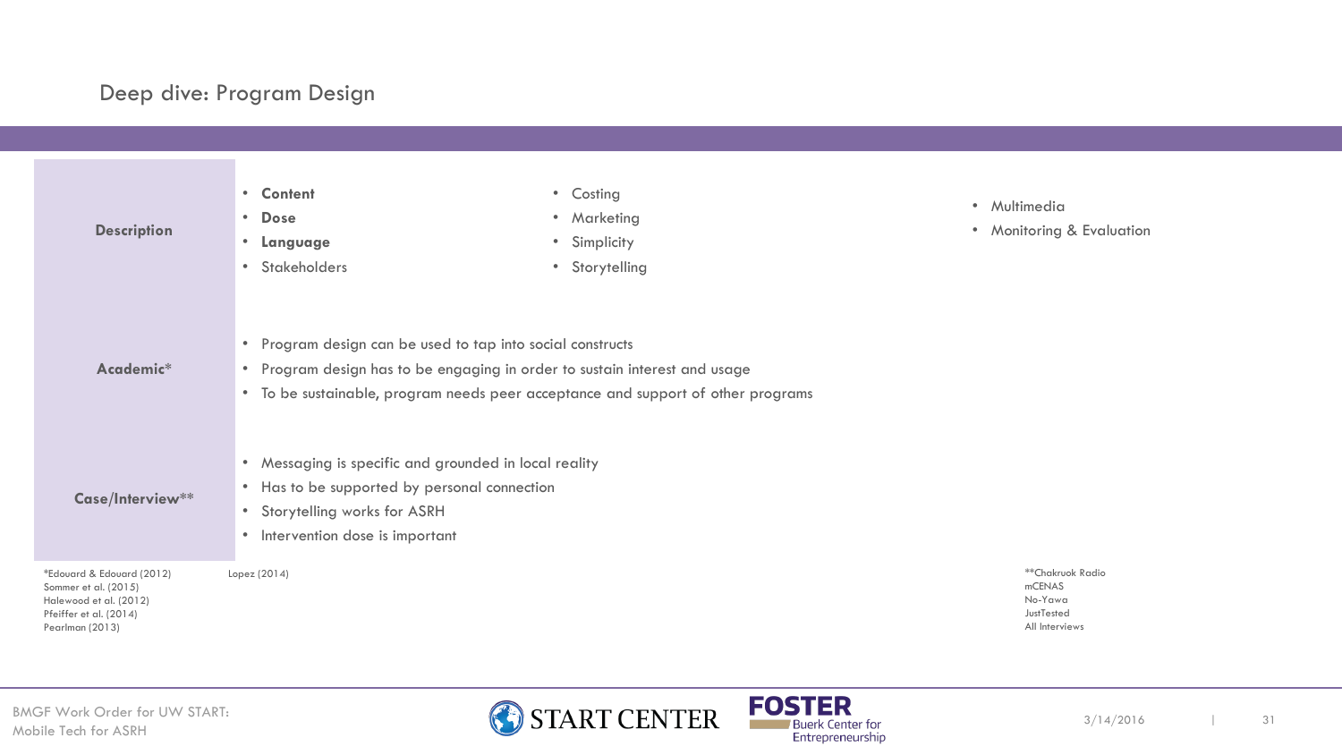# Deep dive: Program Design

| | |
|---|---|
| **Description** | • **Content**<br>• **Dose**<br>• **Language**<br>• Stakeholders<br>• Costing<br>• Marketing<br>• Simplicity<br>• Storytelling<br>• Multimedia<br>• Monitoring & Evaluation |
| **Academic*** | • Program design can be used to tap into social constructs<br>• Program design has to be engaging in order to sustain interest and usage<br>• To be sustainable, program needs peer acceptance and support of other programs |
| **Case/Interview**** | • Messaging is specific and grounded in local reality<br>• Has to be supported by personal connection<br>• Storytelling works for ASRH<br>• Intervention dose is important |

*Edouard & Edouard (2012)
Sommer et al. (2015)
Halewood et al. (2012)
Pfeiffer et al. (2014)
Pearlman (2013)
Lopez (2014)

**Chakruok Radio
mCENAS
No-Yawa
JustTested
All Interviews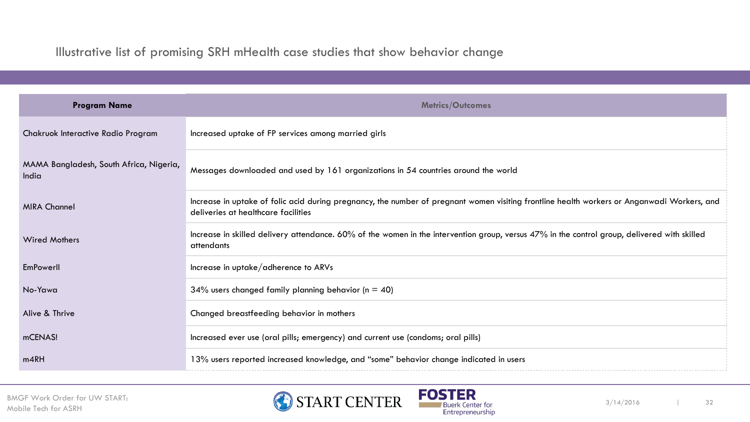## Illustrative list of promising SRH mHealth case studies that show behavior change

| Program Name | Metrics/Outcomes |
| --- | --- |
| Chakruok Interactive Radio Program | Increased uptake of FP services among married girls |
| MAMA Bangladesh, South Africa, Nigeria, India | Messages downloaded and used by 161 organizations in 54 countries around the world |
| MIRA Channel | Increase in uptake of folic acid during pregnancy, the number of pregnant women visiting frontline health workers or Anganwadi Workers, and deliveries at healthcare facilities |
| Wired Mothers | Increase in skilled delivery attendance. 60% of the women in the intervention group, versus 47% in the control group, delivered with skilled attendants |
| EmPowerll | Increase in uptake/adherence to ARVs |
| No-Yawa | 34% users changed family planning behavior (n = 40) |
| Alive & Thrive | Changed breastfeeding behavior in mothers |
| mCENAS! | Increased ever use (oral pills; emergency) and current use (condoms; oral pills) |
| m4RH | 13% users reported increased knowledge, and "some" behavior change indicated in users |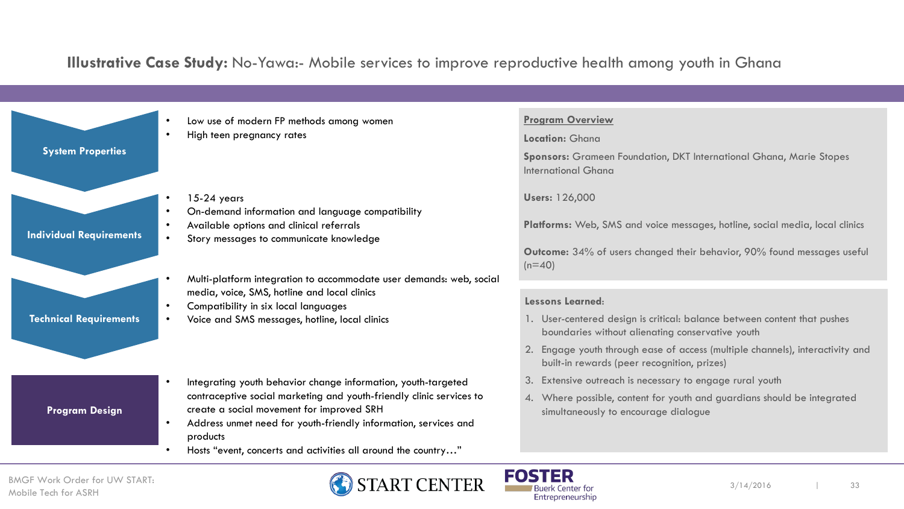## **Illustrative Case Study:** No-Yawa:- Mobile services to improve reproductive health among youth in Ghana

### System Properties

- Low use of modern FP methods among women
- High teen pregnancy rates

### Individual Requirements

- 15-24 years
- On-demand information and language compatibility
- Available options and clinical referrals
- Story messages to communicate knowledge

### Technical Requirements

- Multi-platform integration to accommodate user demands: web, social media, voice, SMS, hotline and local clinics
- Compatibility in six local languages
- Voice and SMS messages, hotline, local clinics

### Program Design

- Integrating youth behavior change information, youth-targeted contraceptive social marketing and youth-friendly clinic services to create a social movement for improved SRH
- Address unmet need for youth-friendly information, services and products
- Hosts "event, concerts and activities all around the country…"

**Program Overview**

**Location:** Ghana

**Sponsors:** Grameen Foundation, DKT International Ghana, Marie Stopes International Ghana

**Users:** 126,000

**Platforms:** Web, SMS and voice messages, hotline, social media, local clinics

**Outcome:** 34% of users changed their behavior, 90% found messages useful (n=40)

**Lessons Learned:**

1. User-centered design is critical: balance between content that pushes boundaries without alienating conservative youth
2. Engage youth through ease of access (multiple channels), interactivity and built-in rewards (peer recognition, prizes)
3. Extensive outreach is necessary to engage rural youth
4. Where possible, content for youth and guardians should be integrated simultaneously to encourage dialogue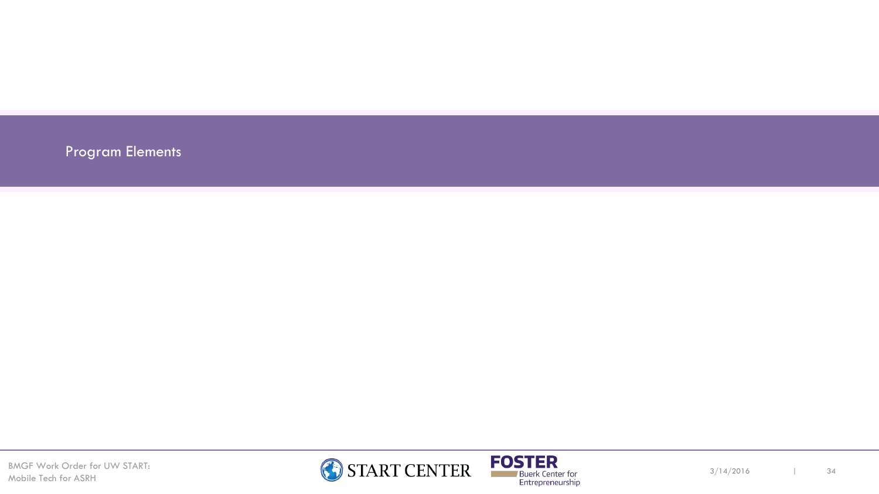# Program Elements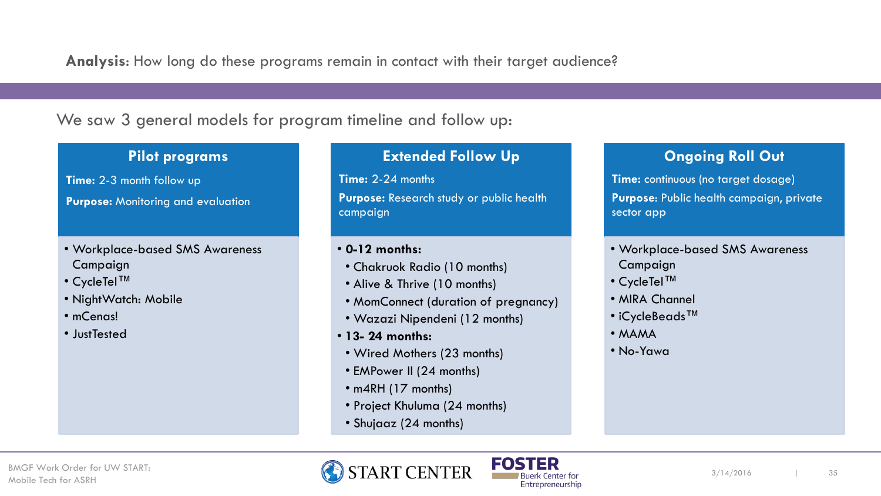**Analysis:** How long do these programs remain in contact with their target audience?

We saw 3 general models for program timeline and follow up:

### Pilot programs

**Time:** 2-3 month follow up

**Purpose:** Monitoring and evaluation

- Workplace-based SMS Awareness Campaign
- CycleTel™
- NightWatch: Mobile
- mCenas!
- JustTested

### Extended Follow Up

**Time:** 2-24 months

**Purpose:** Research study or public health campaign

- **0-12 months:**
  - Chakruok Radio (10 months)
  - Alive & Thrive (10 months)
  - MomConnect (duration of pregnancy)
  - Wazazi Nipendeni (12 months)
- **13- 24 months:**
  - Wired Mothers (23 months)
  - EMPower II (24 months)
  - m4RH (17 months)
  - Project Khuluma (24 months)
  - Shujaaz (24 months)

### Ongoing Roll Out

**Time:** continuous (no target dosage)

**Purpose:** Public health campaign, private sector app

- Workplace-based SMS Awareness Campaign
- CycleTel™
- MIRA Channel
- iCycleBeads™
- MAMA
- No-Yawa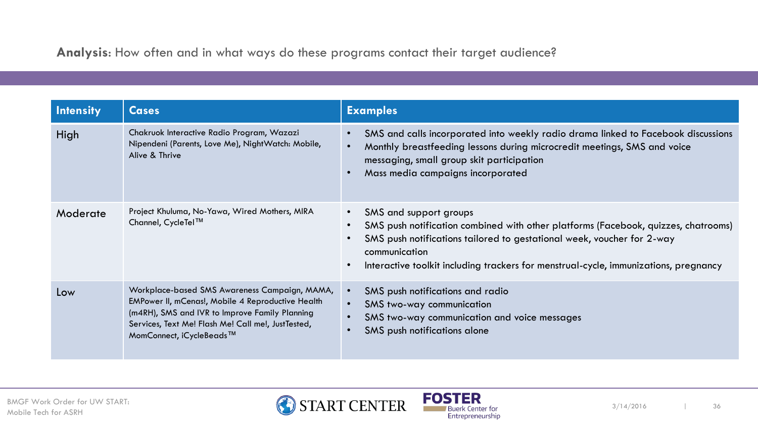**Analysis**: How often and in what ways do these programs contact their target audience?

| Intensity | Cases | Examples |
| --- | --- | --- |
| High | Chakruok Interactive Radio Program, Wazazi Nipendeni (Parents, Love Me), NightWatch: Mobile, Alive & Thrive | • SMS and calls incorporated into weekly radio drama linked to Facebook discussions<br>• Monthly breastfeeding lessons during microcredit meetings, SMS and voice messaging, small group skit participation<br>• Mass media campaigns incorporated |
| Moderate | Project Khuluma, No-Yawa, Wired Mothers, MIRA Channel, CycleTel™ | • SMS and support groups<br>• SMS push notification combined with other platforms (Facebook, quizzes, chatrooms)<br>• SMS push notifications tailored to gestational week, voucher for 2-way communication<br>• Interactive toolkit including trackers for menstrual-cycle, immunizations, pregnancy |
| Low | Workplace-based SMS Awareness Campaign, MAMA, EMPower II, mCenas!, Mobile 4 Reproductive Health (m4RH), SMS and IVR to Improve Family Planning Services, Text Me! Flash Me! Call me!, JustTested, MomConnect, iCycleBeads™ | • SMS push notifications and radio<br>• SMS two-way communication<br>• SMS two-way communication and voice messages<br>• SMS push notifications alone |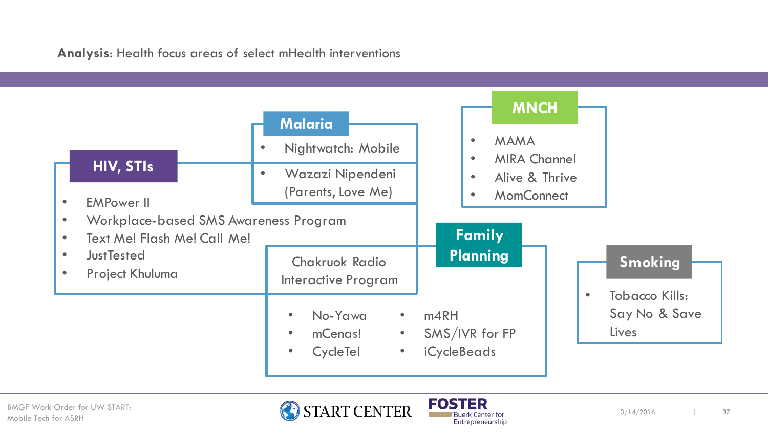**Analysis**: Health focus areas of select mHealth interventions

## HIV, STIs

- EMPower II
- Workplace-based SMS Awareness Program
- Text Me! Flash Me! Call Me!
- JustTested
- Project Khuluma

## Malaria

- Nightwatch: Mobile
- Wazazi Nipendeni (Parents, Love Me)

Chakruok Radio Interactive Program

## MNCH

- MAMA
- MIRA Channel
- Alive & Thrive
- MomConnect

## Family Planning

- No-Yawa
- mCenas!
- CycleTel
- m4RH
- SMS/IVR for FP
- iCycleBeads

## Smoking

- Tobacco Kills: Say No & Save Lives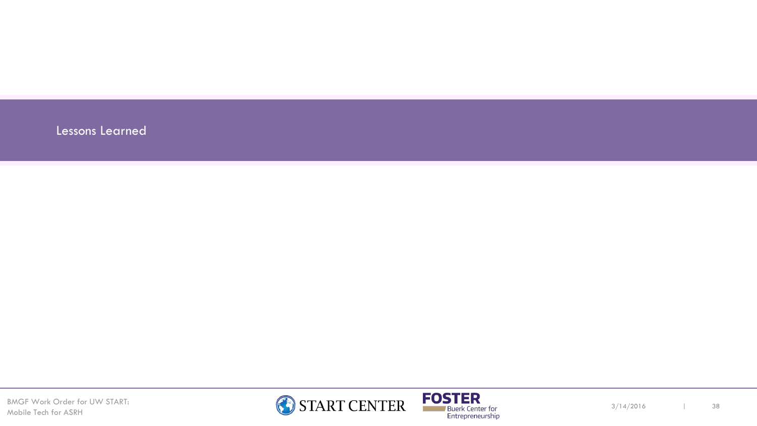# Lessons Learned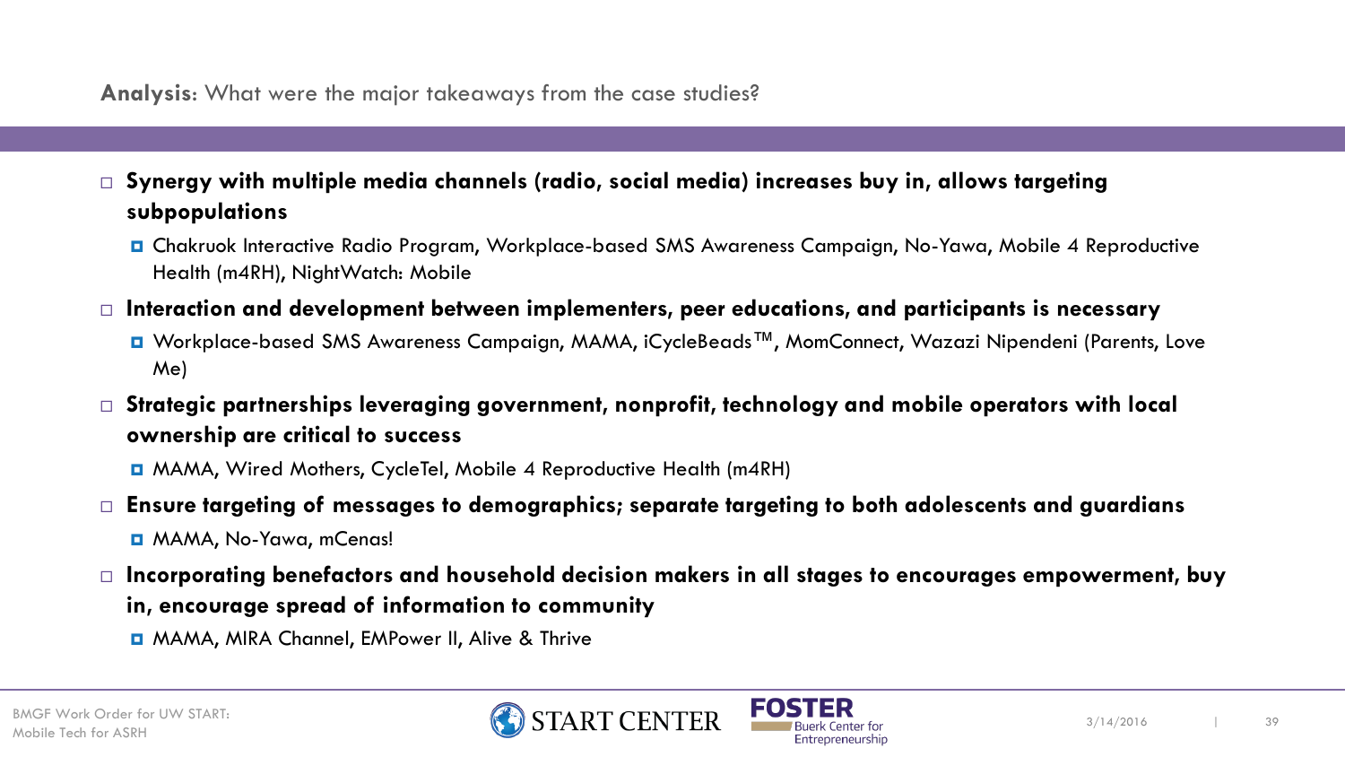**Analysis**: What were the major takeaways from the case studies?

- **Synergy with multiple media channels (radio, social media) increases buy in, allows targeting subpopulations**
  - Chakruok Interactive Radio Program, Workplace-based SMS Awareness Campaign, No-Yawa, Mobile 4 Reproductive Health (m4RH), NightWatch: Mobile
- **Interaction and development between implementers, peer educations, and participants is necessary**
  - Workplace-based SMS Awareness Campaign, MAMA, iCycleBeads™, MomConnect, Wazazi Nipendeni (Parents, Love Me)
- **Strategic partnerships leveraging government, nonprofit, technology and mobile operators with local ownership are critical to success**
  - MAMA, Wired Mothers, CycleTel, Mobile 4 Reproductive Health (m4RH)
- **Ensure targeting of messages to demographics; separate targeting to both adolescents and guardians**
  - MAMA, No-Yawa, mCenas!
- **Incorporating benefactors and household decision makers in all stages to encourages empowerment, buy in, encourage spread of information to community**
  - MAMA, MIRA Channel, EMPower II, Alive & Thrive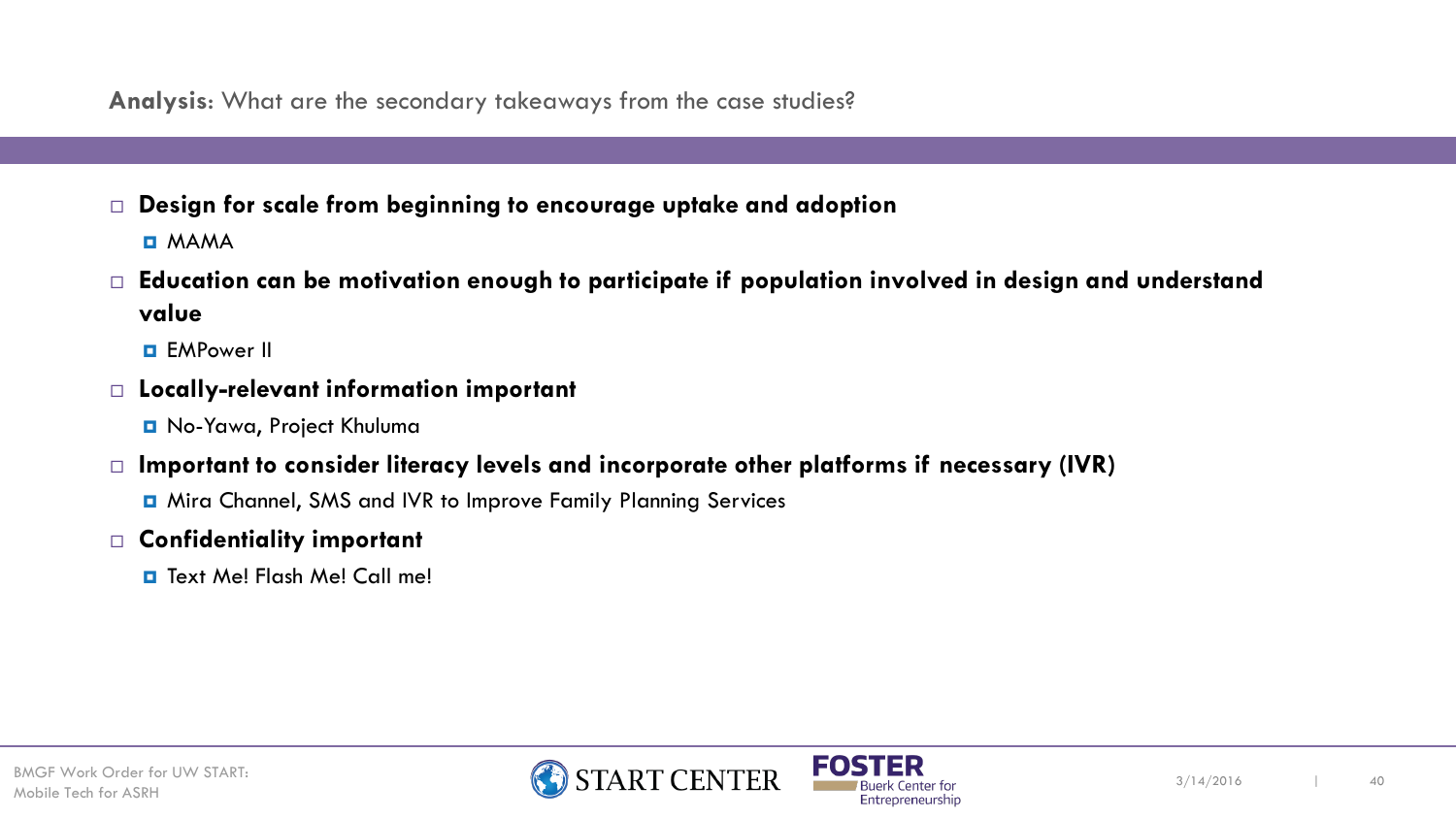**Analysis**: What are the secondary takeaways from the case studies?

- **Design for scale from beginning to encourage uptake and adoption**
  - MAMA
- **Education can be motivation enough to participate if population involved in design and understand value**
  - EMPower II
- **Locally-relevant information important**
  - No-Yawa, Project Khuluma
- **Important to consider literacy levels and incorporate other platforms if necessary (IVR)**
  - Mira Channel, SMS and IVR to Improve Family Planning Services
- **Confidentiality important**
  - Text Me! Flash Me! Call me!